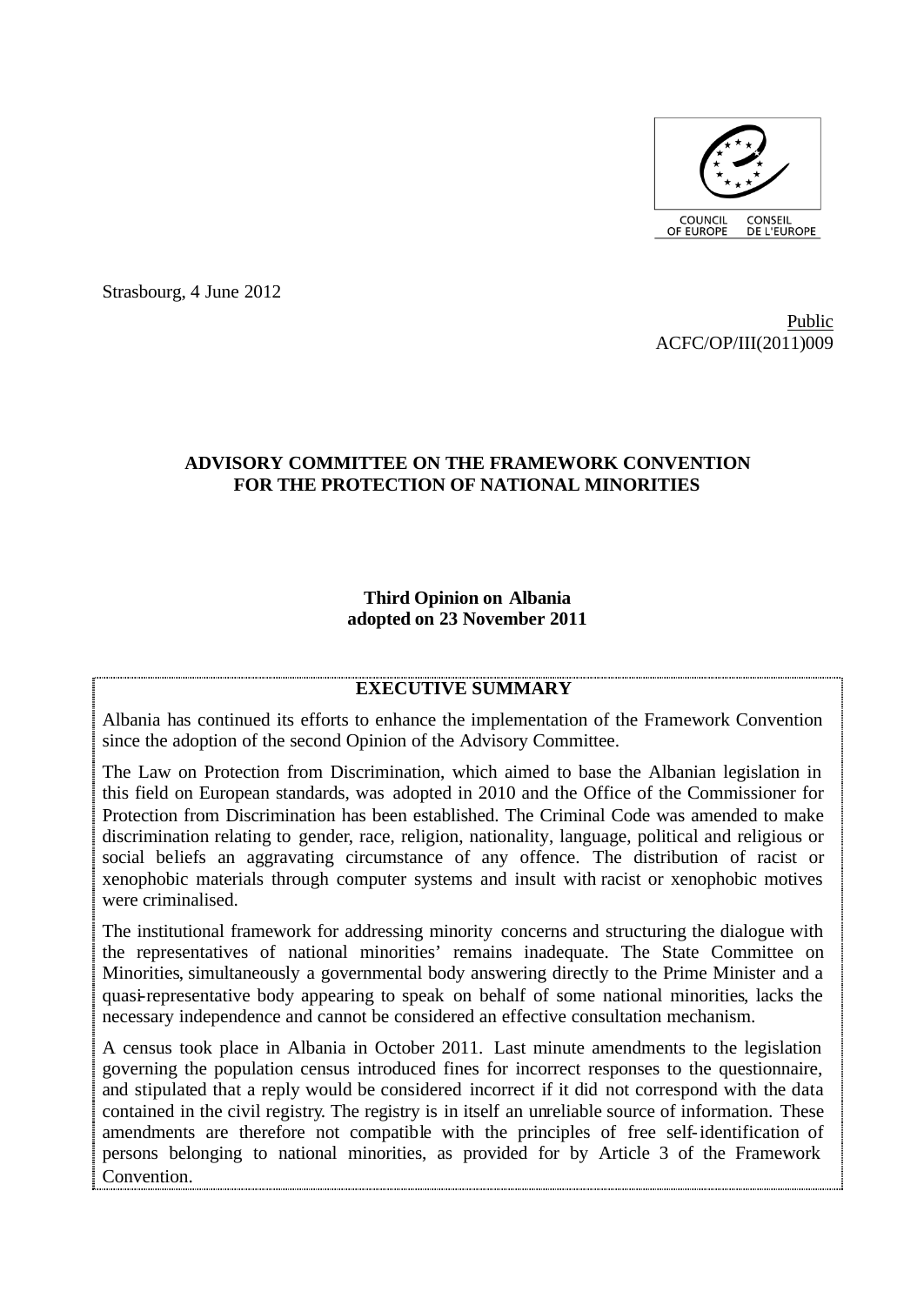Strasbourg, 4 June 2012

Public
ACFC/OP/III(2011)009

**ADVISORY COMMITTEE ON THE FRAMEWORK CONVENTION FOR THE PROTECTION OF NATIONAL MINORITIES**

**Third Opinion on Albania adopted on 23 November 2011**

## EXECUTIVE SUMMARY

Albania has continued its efforts to enhance the implementation of the Framework Convention since the adoption of the second Opinion of the Advisory Committee.

The Law on Protection from Discrimination, which aimed to base the Albanian legislation in this field on European standards, was adopted in 2010 and the Office of the Commissioner for Protection from Discrimination has been established. The Criminal Code was amended to make discrimination relating to gender, race, religion, nationality, language, political and religious or social beliefs an aggravating circumstance of any offence. The distribution of racist or xenophobic materials through computer systems and insult with racist or xenophobic motives were criminalised.

The institutional framework for addressing minority concerns and structuring the dialogue with the representatives of national minorities' remains inadequate. The State Committee on Minorities, simultaneously a governmental body answering directly to the Prime Minister and a quasi-representative body appearing to speak on behalf of some national minorities, lacks the necessary independence and cannot be considered an effective consultation mechanism.

A census took place in Albania in October 2011. Last minute amendments to the legislation governing the population census introduced fines for incorrect responses to the questionnaire, and stipulated that a reply would be considered incorrect if it did not correspond with the data contained in the civil registry. The registry is in itself an unreliable source of information. These amendments are therefore not compatible with the principles of free self-identification of persons belonging to national minorities, as provided for by Article 3 of the Framework Convention.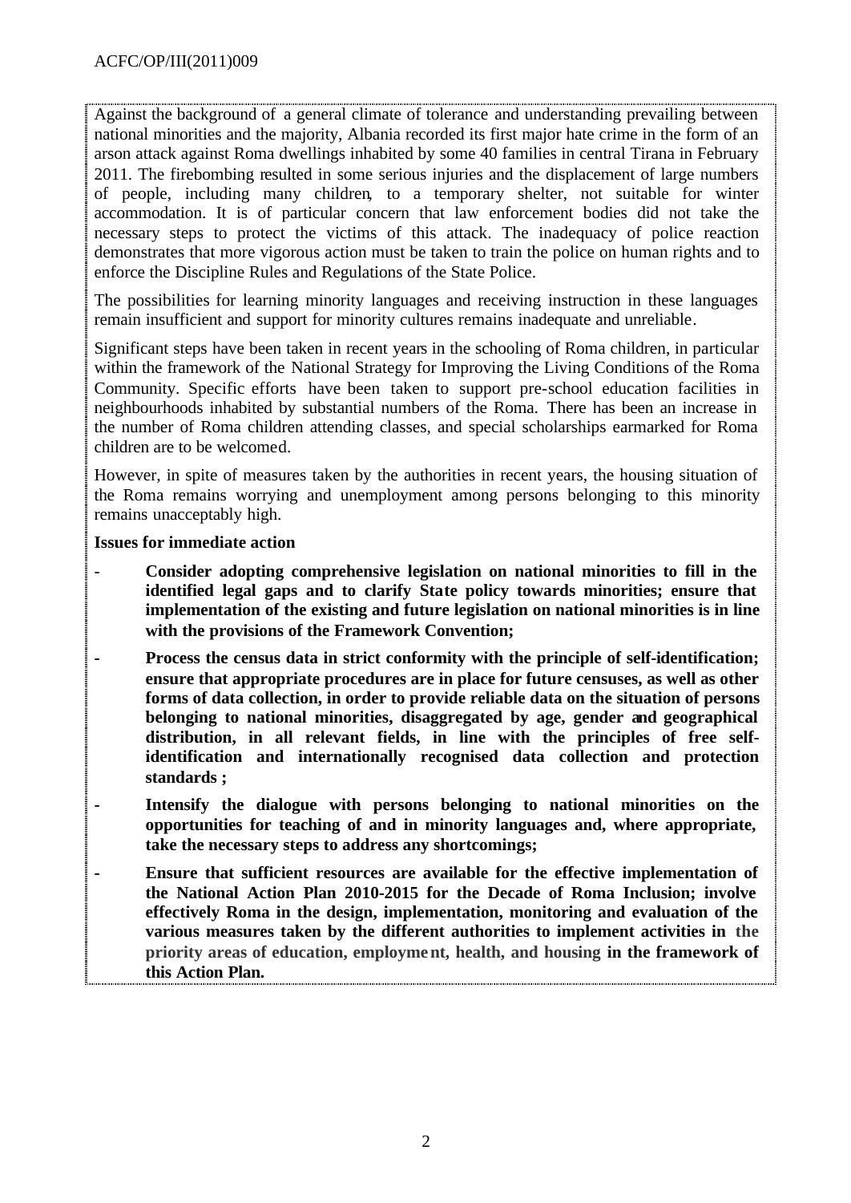Against the background of a general climate of tolerance and understanding prevailing between national minorities and the majority, Albania recorded its first major hate crime in the form of an arson attack against Roma dwellings inhabited by some 40 families in central Tirana in February 2011. The firebombing resulted in some serious injuries and the displacement of large numbers of people, including many children, to a temporary shelter, not suitable for winter accommodation. It is of particular concern that law enforcement bodies did not take the necessary steps to protect the victims of this attack. The inadequacy of police reaction demonstrates that more vigorous action must be taken to train the police on human rights and to enforce the Discipline Rules and Regulations of the State Police.

The possibilities for learning minority languages and receiving instruction in these languages remain insufficient and support for minority cultures remains inadequate and unreliable.

Significant steps have been taken in recent years in the schooling of Roma children, in particular within the framework of the National Strategy for Improving the Living Conditions of the Roma Community. Specific efforts have been taken to support pre-school education facilities in neighbourhoods inhabited by substantial numbers of the Roma. There has been an increase in the number of Roma children attending classes, and special scholarships earmarked for Roma children are to be welcomed.

However, in spite of measures taken by the authorities in recent years, the housing situation of the Roma remains worrying and unemployment among persons belonging to this minority remains unacceptably high.

**Issues for immediate action**

- **Consider adopting comprehensive legislation on national minorities to fill in the identified legal gaps and to clarify State policy towards minorities; ensure that implementation of the existing and future legislation on national minorities is in line with the provisions of the Framework Convention;**
- **Process the census data in strict conformity with the principle of self-identification; ensure that appropriate procedures are in place for future censuses, as well as other forms of data collection, in order to provide reliable data on the situation of persons belonging to national minorities, disaggregated by age, gender and geographical distribution, in all relevant fields, in line with the principles of free self-identification and internationally recognised data collection and protection standards ;**
- **Intensify the dialogue with persons belonging to national minorities on the opportunities for teaching of and in minority languages and, where appropriate, take the necessary steps to address any shortcomings;**
- **Ensure that sufficient resources are available for the effective implementation of the National Action Plan 2010-2015 for the Decade of Roma Inclusion; involve effectively Roma in the design, implementation, monitoring and evaluation of the various measures taken by the different authorities to implement activities in the priority areas of education, employment, health, and housing in the framework of this Action Plan.**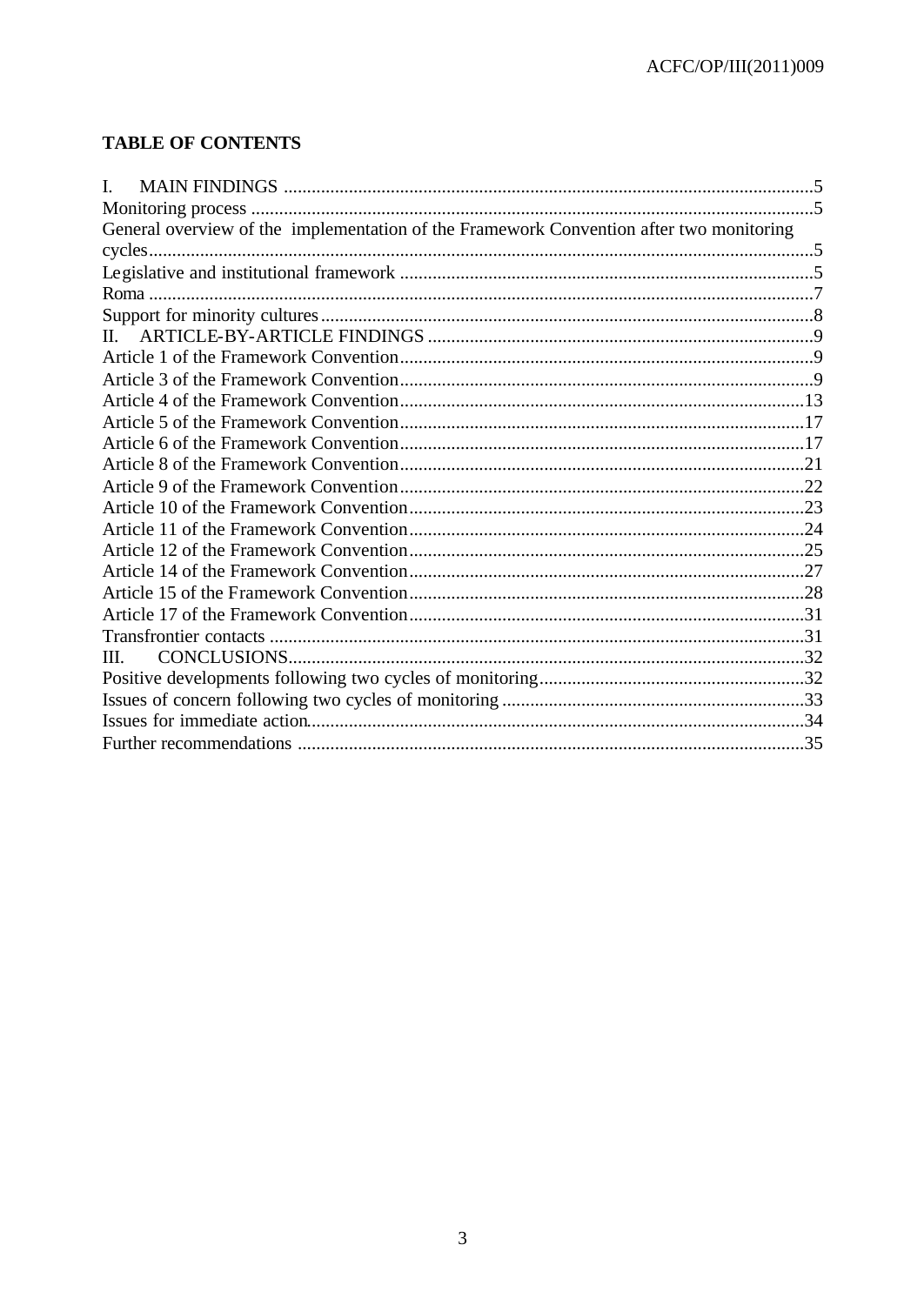**TABLE OF CONTENTS**

I. MAIN FINDINGS ....................................................................................................................5
Monitoring process ..........................................................................................................................5
General overview of the implementation of the Framework Convention after two monitoring cycles.....................................................................................................................................5
Legislative and institutional framework ..........................................................................................5
Roma ................................................................................................................................................7
Support for minority cultures ...........................................................................................................8
II. ARTICLE-BY-ARTICLE FINDINGS .....................................................................................9
Article 1 of the Framework Convention...........................................................................................9
Article 3 of the Framework Convention...........................................................................................9
Article 4 of the Framework Convention.........................................................................................13
Article 5 of the Framework Convention.........................................................................................17
Article 6 of the Framework Convention.........................................................................................17
Article 8 of the Framework Convention.........................................................................................21
Article 9 of the Framework Convention.........................................................................................22
Article 10 of the Framework Convention.......................................................................................23
Article 11 of the Framework Convention.......................................................................................24
Article 12 of the Framework Convention.......................................................................................25
Article 14 of the Framework Convention.......................................................................................27
Article 15 of the Framework Convention.......................................................................................28
Article 17 of the Framework Convention.......................................................................................31
Transfrontier contacts .....................................................................................................................31
III. CONCLUSIONS.....................................................................................................................32
Positive developments following two cycles of monitoring..........................................................32
Issues of concern following two cycles of monitoring ..................................................................33
Issues for immediate action............................................................................................................34
Further recommendations ..............................................................................................................35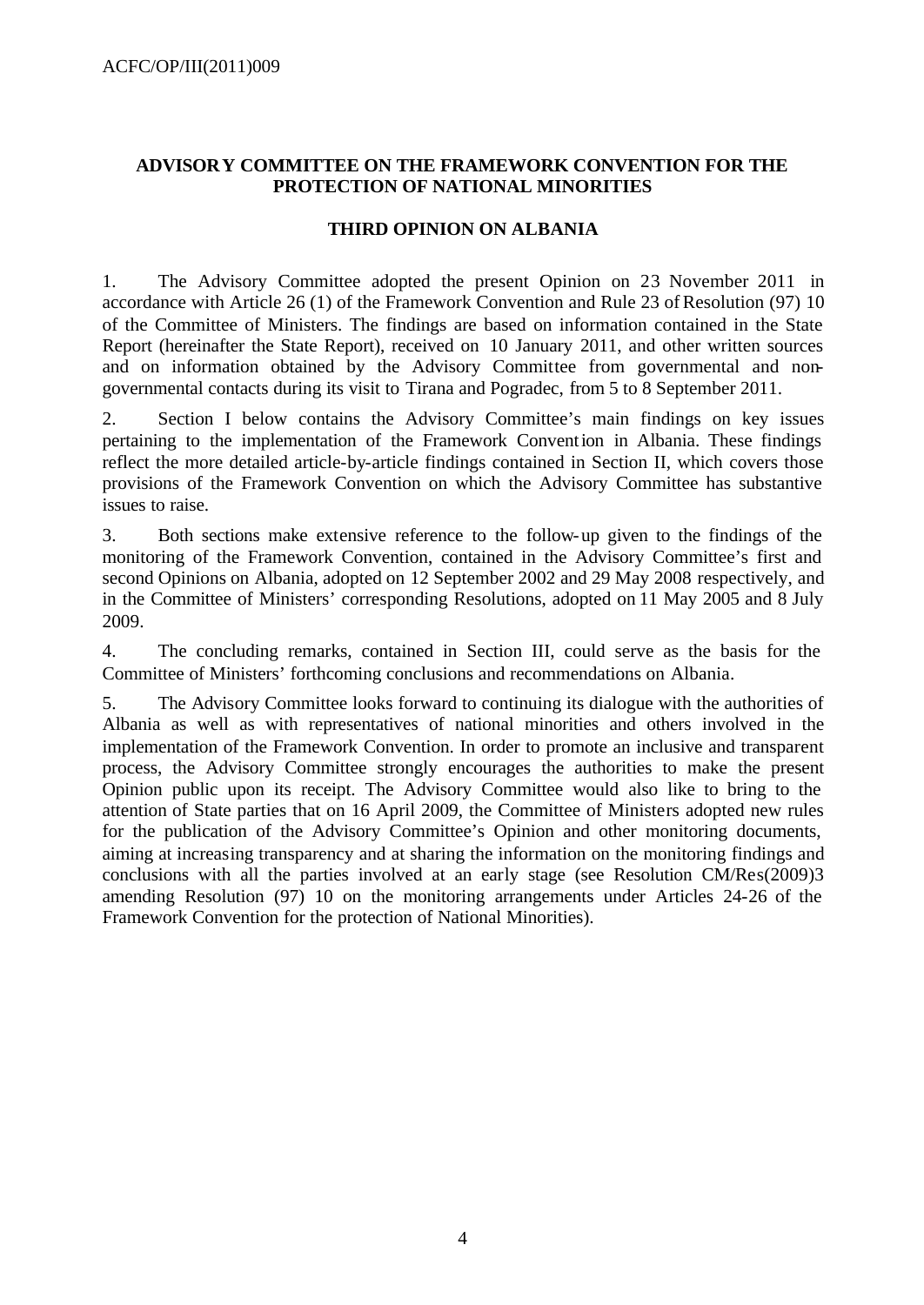**ADVISORY COMMITTEE ON THE FRAMEWORK CONVENTION FOR THE PROTECTION OF NATIONAL MINORITIES**

**THIRD OPINION ON ALBANIA**

1. The Advisory Committee adopted the present Opinion on 23 November 2011 in accordance with Article 26 (1) of the Framework Convention and Rule 23 of Resolution (97) 10 of the Committee of Ministers. The findings are based on information contained in the State Report (hereinafter the State Report), received on 10 January 2011, and other written sources and on information obtained by the Advisory Committee from governmental and non-governmental contacts during its visit to Tirana and Pogradec, from 5 to 8 September 2011.

2. Section I below contains the Advisory Committee's main findings on key issues pertaining to the implementation of the Framework Convention in Albania. These findings reflect the more detailed article-by-article findings contained in Section II, which covers those provisions of the Framework Convention on which the Advisory Committee has substantive issues to raise.

3. Both sections make extensive reference to the follow-up given to the findings of the monitoring of the Framework Convention, contained in the Advisory Committee's first and second Opinions on Albania, adopted on 12 September 2002 and 29 May 2008 respectively, and in the Committee of Ministers' corresponding Resolutions, adopted on 11 May 2005 and 8 July 2009.

4. The concluding remarks, contained in Section III, could serve as the basis for the Committee of Ministers' forthcoming conclusions and recommendations on Albania.

5. The Advisory Committee looks forward to continuing its dialogue with the authorities of Albania as well as with representatives of national minorities and others involved in the implementation of the Framework Convention. In order to promote an inclusive and transparent process, the Advisory Committee strongly encourages the authorities to make the present Opinion public upon its receipt. The Advisory Committee would also like to bring to the attention of State parties that on 16 April 2009, the Committee of Ministers adopted new rules for the publication of the Advisory Committee's Opinion and other monitoring documents, aiming at increasing transparency and at sharing the information on the monitoring findings and conclusions with all the parties involved at an early stage (see Resolution CM/Res(2009)3 amending Resolution (97) 10 on the monitoring arrangements under Articles 24-26 of the Framework Convention for the protection of National Minorities).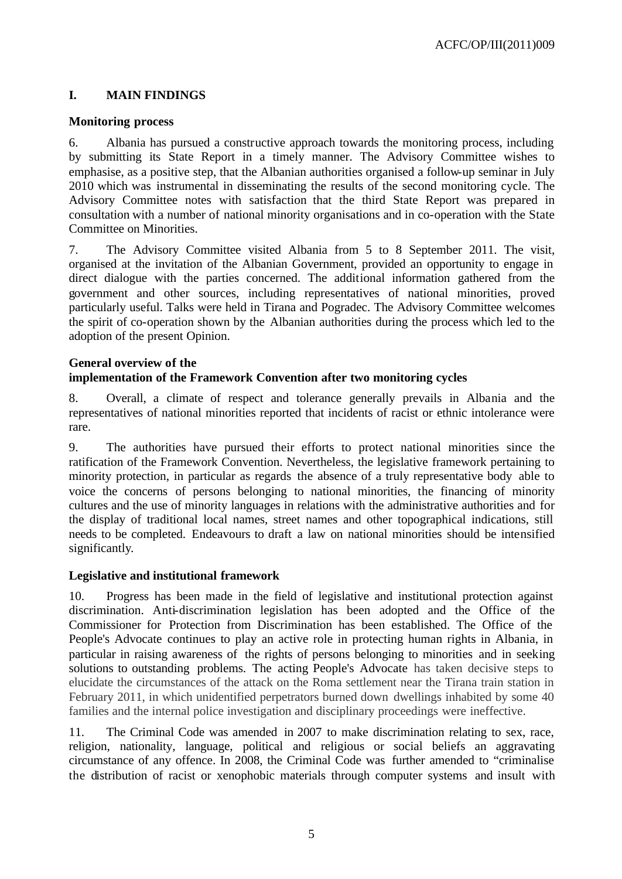## I. MAIN FINDINGS

### Monitoring process

6. Albania has pursued a constructive approach towards the monitoring process, including by submitting its State Report in a timely manner. The Advisory Committee wishes to emphasise, as a positive step, that the Albanian authorities organised a follow-up seminar in July 2010 which was instrumental in disseminating the results of the second monitoring cycle. The Advisory Committee notes with satisfaction that the third State Report was prepared in consultation with a number of national minority organisations and in co-operation with the State Committee on Minorities.

7. The Advisory Committee visited Albania from 5 to 8 September 2011. The visit, organised at the invitation of the Albanian Government, provided an opportunity to engage in direct dialogue with the parties concerned. The additional information gathered from the government and other sources, including representatives of national minorities, proved particularly useful. Talks were held in Tirana and Pogradec. The Advisory Committee welcomes the spirit of co-operation shown by the Albanian authorities during the process which led to the adoption of the present Opinion.

### General overview of the implementation of the Framework Convention after two monitoring cycles

8. Overall, a climate of respect and tolerance generally prevails in Albania and the representatives of national minorities reported that incidents of racist or ethnic intolerance were rare.

9. The authorities have pursued their efforts to protect national minorities since the ratification of the Framework Convention. Nevertheless, the legislative framework pertaining to minority protection, in particular as regards the absence of a truly representative body able to voice the concerns of persons belonging to national minorities, the financing of minority cultures and the use of minority languages in relations with the administrative authorities and for the display of traditional local names, street names and other topographical indications, still needs to be completed. Endeavours to draft a law on national minorities should be intensified significantly.

### Legislative and institutional framework

10. Progress has been made in the field of legislative and institutional protection against discrimination. Anti-discrimination legislation has been adopted and the Office of the Commissioner for Protection from Discrimination has been established. The Office of the People's Advocate continues to play an active role in protecting human rights in Albania, in particular in raising awareness of the rights of persons belonging to minorities and in seeking solutions to outstanding problems. The acting People's Advocate has taken decisive steps to elucidate the circumstances of the attack on the Roma settlement near the Tirana train station in February 2011, in which unidentified perpetrators burned down dwellings inhabited by some 40 families and the internal police investigation and disciplinary proceedings were ineffective.

11. The Criminal Code was amended in 2007 to make discrimination relating to sex, race, religion, nationality, language, political and religious or social beliefs an aggravating circumstance of any offence. In 2008, the Criminal Code was further amended to "criminalise the distribution of racist or xenophobic materials through computer systems and insult with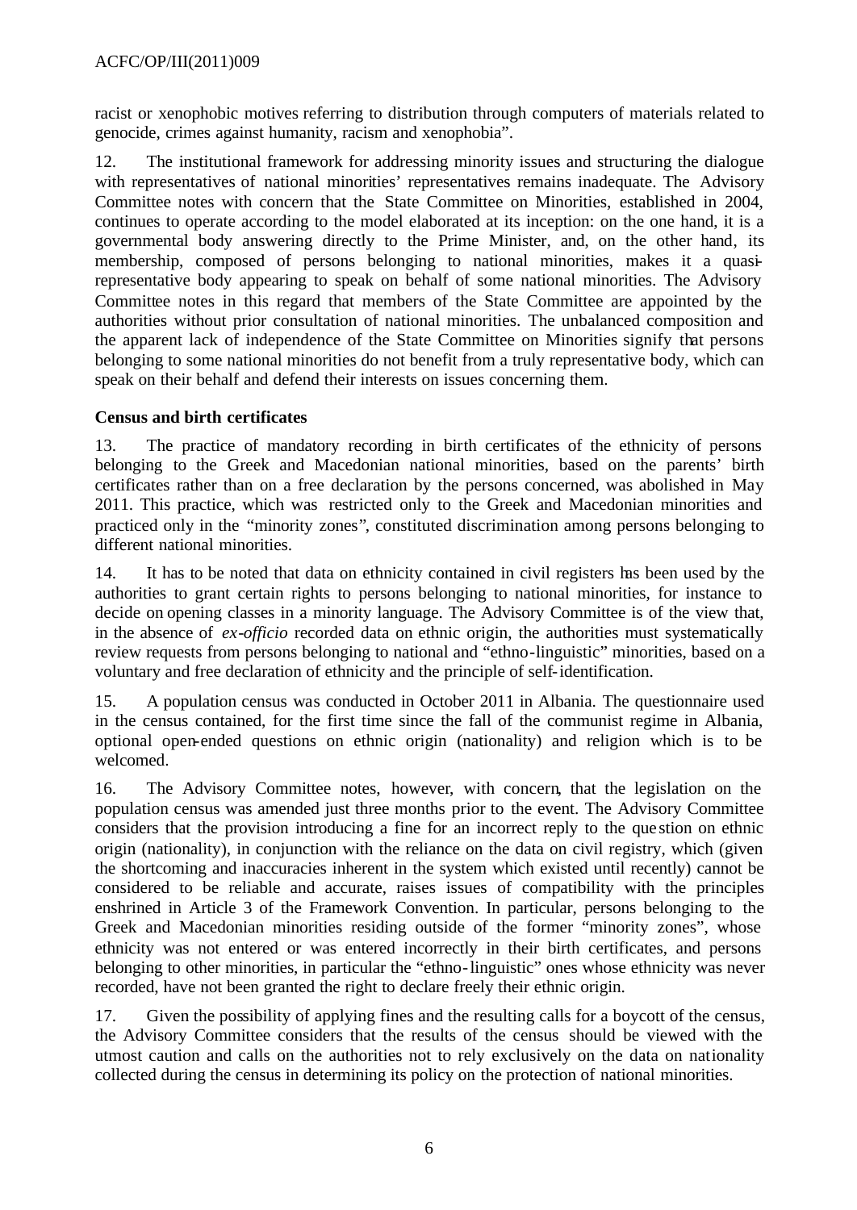racist or xenophobic motives referring to distribution through computers of materials related to genocide, crimes against humanity, racism and xenophobia".

12. The institutional framework for addressing minority issues and structuring the dialogue with representatives of national minorities' representatives remains inadequate. The Advisory Committee notes with concern that the State Committee on Minorities, established in 2004, continues to operate according to the model elaborated at its inception: on the one hand, it is a governmental body answering directly to the Prime Minister, and, on the other hand, its membership, composed of persons belonging to national minorities, makes it a quasi-representative body appearing to speak on behalf of some national minorities. The Advisory Committee notes in this regard that members of the State Committee are appointed by the authorities without prior consultation of national minorities. The unbalanced composition and the apparent lack of independence of the State Committee on Minorities signify that persons belonging to some national minorities do not benefit from a truly representative body, which can speak on their behalf and defend their interests on issues concerning them.

**Census and birth certificates**

13. The practice of mandatory recording in birth certificates of the ethnicity of persons belonging to the Greek and Macedonian national minorities, based on the parents' birth certificates rather than on a free declaration by the persons concerned, was abolished in May 2011. This practice, which was restricted only to the Greek and Macedonian minorities and practiced only in the "minority zones", constituted discrimination among persons belonging to different national minorities.

14. It has to be noted that data on ethnicity contained in civil registers has been used by the authorities to grant certain rights to persons belonging to national minorities, for instance to decide on opening classes in a minority language. The Advisory Committee is of the view that, in the absence of *ex-officio* recorded data on ethnic origin, the authorities must systematically review requests from persons belonging to national and "ethno-linguistic" minorities, based on a voluntary and free declaration of ethnicity and the principle of self-identification.

15. A population census was conducted in October 2011 in Albania. The questionnaire used in the census contained, for the first time since the fall of the communist regime in Albania, optional open-ended questions on ethnic origin (nationality) and religion which is to be welcomed.

16. The Advisory Committee notes, however, with concern, that the legislation on the population census was amended just three months prior to the event. The Advisory Committee considers that the provision introducing a fine for an incorrect reply to the question on ethnic origin (nationality), in conjunction with the reliance on the data on civil registry, which (given the shortcoming and inaccuracies inherent in the system which existed until recently) cannot be considered to be reliable and accurate, raises issues of compatibility with the principles enshrined in Article 3 of the Framework Convention. In particular, persons belonging to the Greek and Macedonian minorities residing outside of the former "minority zones", whose ethnicity was not entered or was entered incorrectly in their birth certificates, and persons belonging to other minorities, in particular the "ethno-linguistic" ones whose ethnicity was never recorded, have not been granted the right to declare freely their ethnic origin.

17. Given the possibility of applying fines and the resulting calls for a boycott of the census, the Advisory Committee considers that the results of the census should be viewed with the utmost caution and calls on the authorities not to rely exclusively on the data on nationality collected during the census in determining its policy on the protection of national minorities.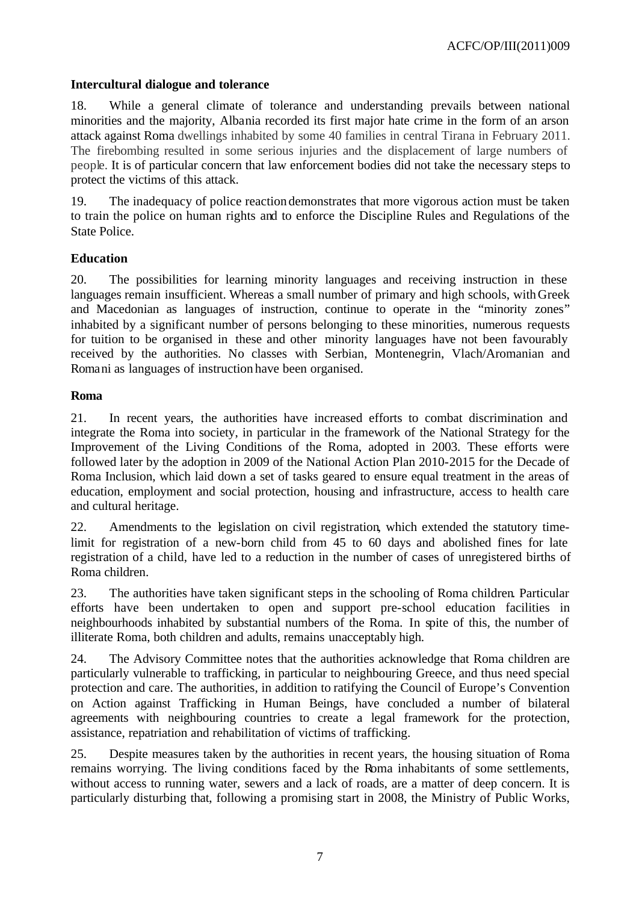**Intercultural dialogue and tolerance**

18. While a general climate of tolerance and understanding prevails between national minorities and the majority, Albania recorded its first major hate crime in the form of an arson attack against Roma dwellings inhabited by some 40 families in central Tirana in February 2011. The firebombing resulted in some serious injuries and the displacement of large numbers of people. It is of particular concern that law enforcement bodies did not take the necessary steps to protect the victims of this attack.

19. The inadequacy of police reaction demonstrates that more vigorous action must be taken to train the police on human rights and to enforce the Discipline Rules and Regulations of the State Police.

**Education**

20. The possibilities for learning minority languages and receiving instruction in these languages remain insufficient. Whereas a small number of primary and high schools, with Greek and Macedonian as languages of instruction, continue to operate in the "minority zones" inhabited by a significant number of persons belonging to these minorities, numerous requests for tuition to be organised in these and other minority languages have not been favourably received by the authorities. No classes with Serbian, Montenegrin, Vlach/Aromanian and Romani as languages of instruction have been organised.

**Roma**

21. In recent years, the authorities have increased efforts to combat discrimination and integrate the Roma into society, in particular in the framework of the National Strategy for the Improvement of the Living Conditions of the Roma, adopted in 2003. These efforts were followed later by the adoption in 2009 of the National Action Plan 2010-2015 for the Decade of Roma Inclusion, which laid down a set of tasks geared to ensure equal treatment in the areas of education, employment and social protection, housing and infrastructure, access to health care and cultural heritage.

22. Amendments to the legislation on civil registration, which extended the statutory time-limit for registration of a new-born child from 45 to 60 days and abolished fines for late registration of a child, have led to a reduction in the number of cases of unregistered births of Roma children.

23. The authorities have taken significant steps in the schooling of Roma children. Particular efforts have been undertaken to open and support pre-school education facilities in neighbourhoods inhabited by substantial numbers of the Roma. In spite of this, the number of illiterate Roma, both children and adults, remains unacceptably high.

24. The Advisory Committee notes that the authorities acknowledge that Roma children are particularly vulnerable to trafficking, in particular to neighbouring Greece, and thus need special protection and care. The authorities, in addition to ratifying the Council of Europe's Convention on Action against Trafficking in Human Beings, have concluded a number of bilateral agreements with neighbouring countries to create a legal framework for the protection, assistance, repatriation and rehabilitation of victims of trafficking.

25. Despite measures taken by the authorities in recent years, the housing situation of Roma remains worrying. The living conditions faced by the Roma inhabitants of some settlements, without access to running water, sewers and a lack of roads, are a matter of deep concern. It is particularly disturbing that, following a promising start in 2008, the Ministry of Public Works,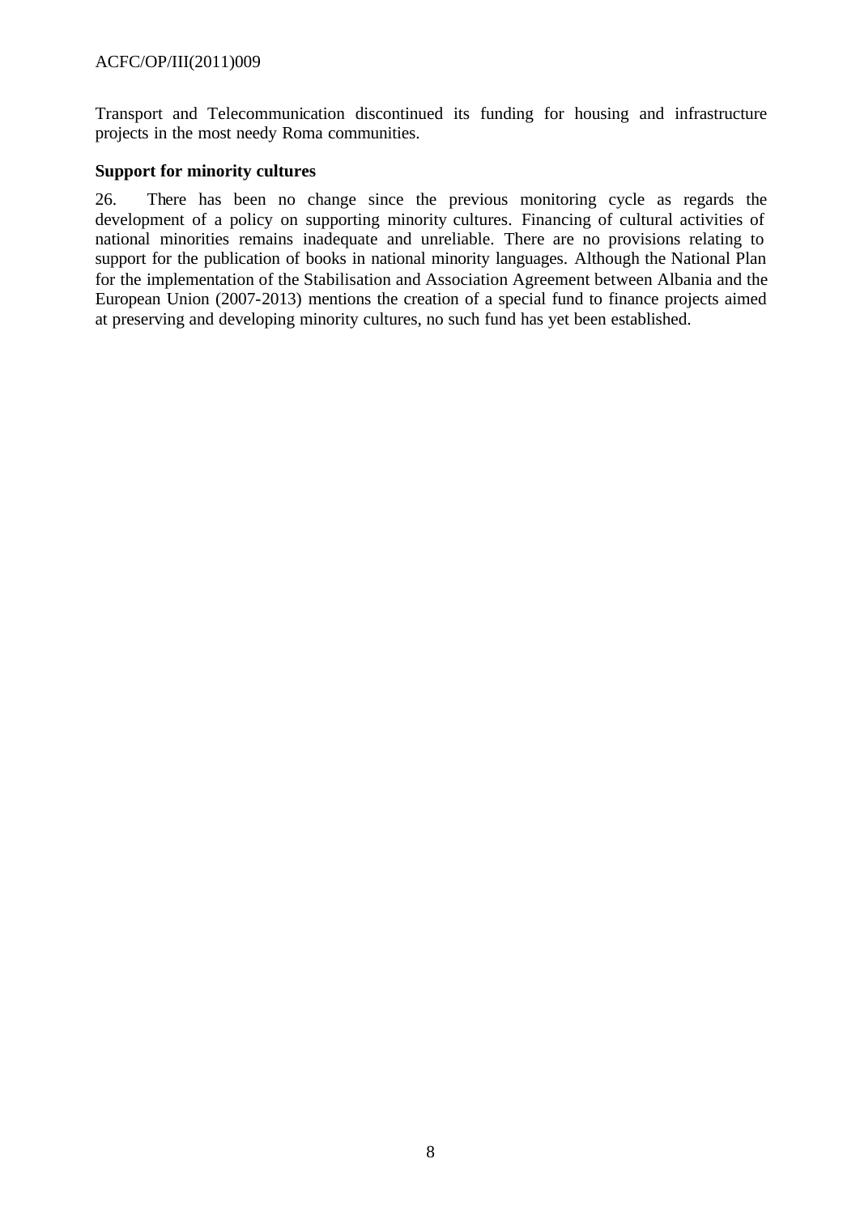Transport and Telecommunication discontinued its funding for housing and infrastructure projects in the most needy Roma communities.

**Support for minority cultures**

26. There has been no change since the previous monitoring cycle as regards the development of a policy on supporting minority cultures. Financing of cultural activities of national minorities remains inadequate and unreliable. There are no provisions relating to support for the publication of books in national minority languages. Although the National Plan for the implementation of the Stabilisation and Association Agreement between Albania and the European Union (2007-2013) mentions the creation of a special fund to finance projects aimed at preserving and developing minority cultures, no such fund has yet been established.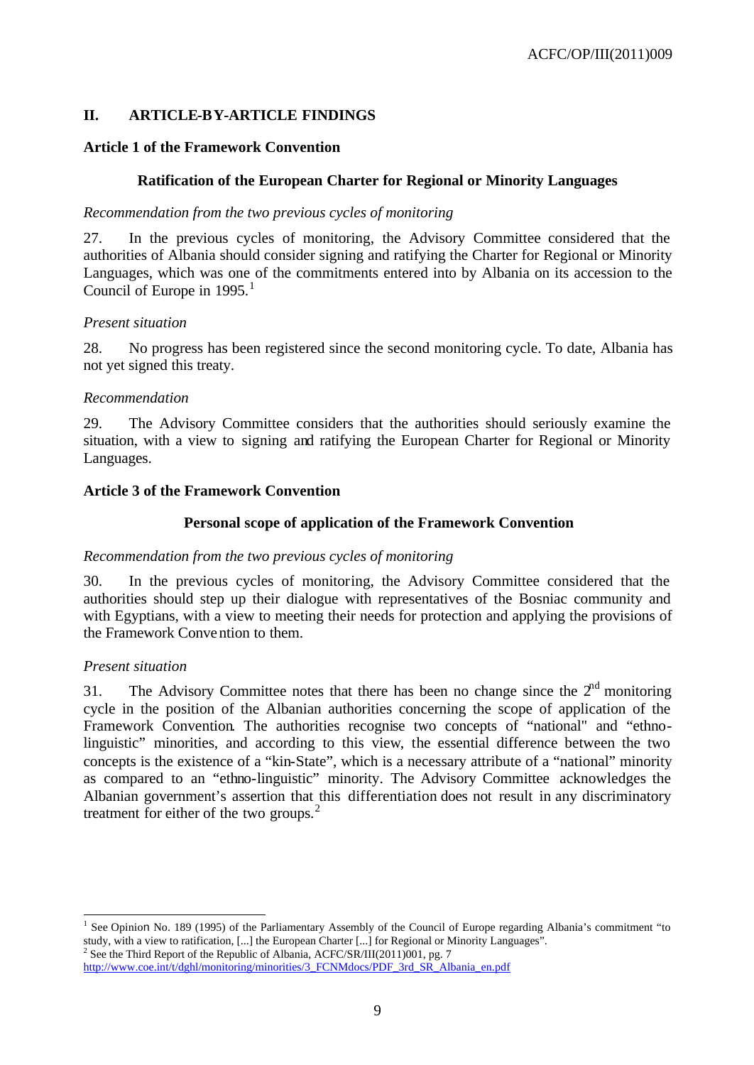## II. ARTICLE-BY-ARTICLE FINDINGS

### Article 1 of the Framework Convention

#### Ratification of the European Charter for Regional or Minority Languages

*Recommendation from the two previous cycles of monitoring*

27. In the previous cycles of monitoring, the Advisory Committee considered that the authorities of Albania should consider signing and ratifying the Charter for Regional or Minority Languages, which was one of the commitments entered into by Albania on its accession to the Council of Europe in 1995.[1]

*Present situation*

28. No progress has been registered since the second monitoring cycle. To date, Albania has not yet signed this treaty.

*Recommendation*

29. The Advisory Committee considers that the authorities should seriously examine the situation, with a view to signing and ratifying the European Charter for Regional or Minority Languages.

### Article 3 of the Framework Convention

#### Personal scope of application of the Framework Convention

*Recommendation from the two previous cycles of monitoring*

30. In the previous cycles of monitoring, the Advisory Committee considered that the authorities should step up their dialogue with representatives of the Bosniac community and with Egyptians, with a view to meeting their needs for protection and applying the provisions of the Framework Convention to them.

*Present situation*

31. The Advisory Committee notes that there has been no change since the 2nd monitoring cycle in the position of the Albanian authorities concerning the scope of application of the Framework Convention. The authorities recognise two concepts of "national" and "ethno-linguistic" minorities, and according to this view, the essential difference between the two concepts is the existence of a "kin-State", which is a necessary attribute of a "national" minority as compared to an "ethno-linguistic" minority. The Advisory Committee acknowledges the Albanian government's assertion that this differentiation does not result in any discriminatory treatment for either of the two groups.[2]

---

[1] See Opinion No. 189 (1995) of the Parliamentary Assembly of the Council of Europe regarding Albania's commitment "to study, with a view to ratification, [...] the European Charter [...] for Regional or Minority Languages".

[2] See the Third Report of the Republic of Albania, ACFC/SR/III(2011)001, pg. 7 http://www.coe.int/t/dghl/monitoring/minorities/3_FCNMdocs/PDF_3rd_SR_Albania_en.pdf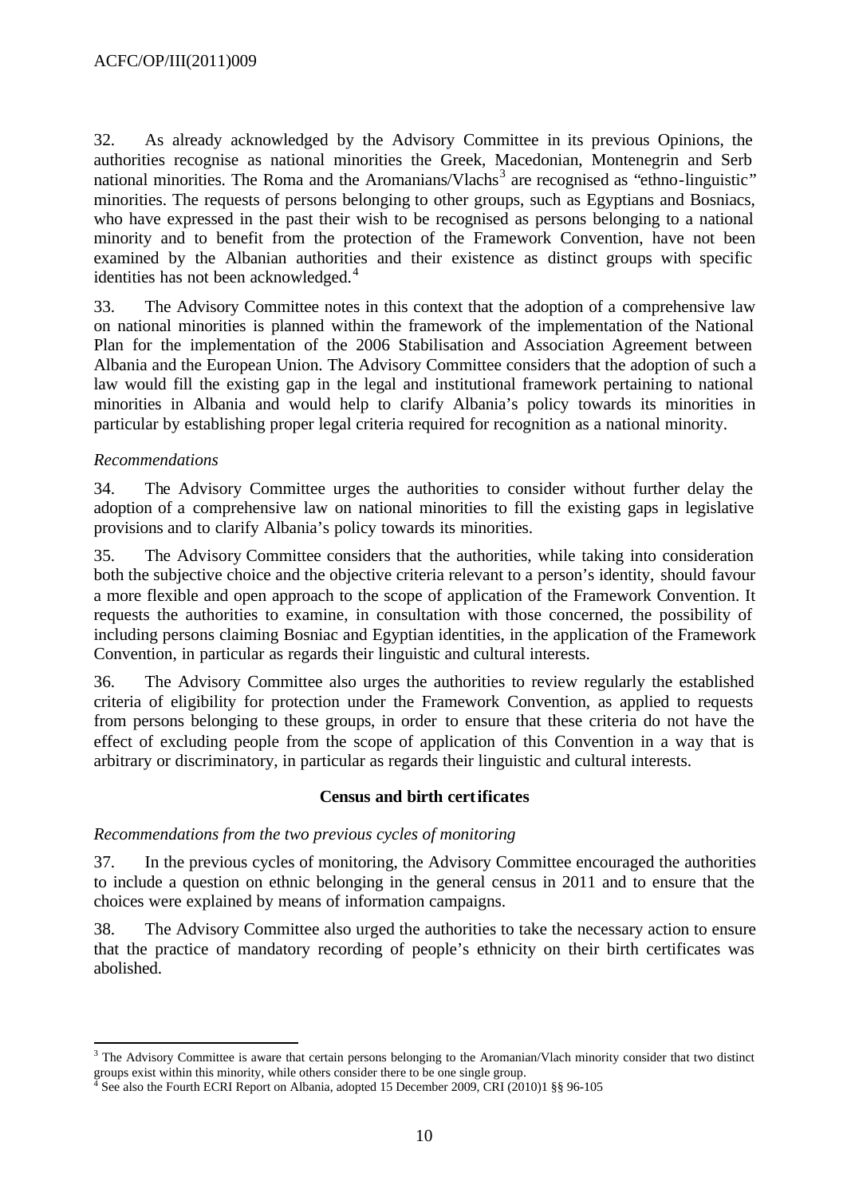32. As already acknowledged by the Advisory Committee in its previous Opinions, the authorities recognise as national minorities the Greek, Macedonian, Montenegrin and Serb national minorities. The Roma and the Aromanians/Vlachs[3] are recognised as "ethno-linguistic" minorities. The requests of persons belonging to other groups, such as Egyptians and Bosniacs, who have expressed in the past their wish to be recognised as persons belonging to a national minority and to benefit from the protection of the Framework Convention, have not been examined by the Albanian authorities and their existence as distinct groups with specific identities has not been acknowledged.[4]

33. The Advisory Committee notes in this context that the adoption of a comprehensive law on national minorities is planned within the framework of the implementation of the National Plan for the implementation of the 2006 Stabilisation and Association Agreement between Albania and the European Union. The Advisory Committee considers that the adoption of such a law would fill the existing gap in the legal and institutional framework pertaining to national minorities in Albania and would help to clarify Albania's policy towards its minorities in particular by establishing proper legal criteria required for recognition as a national minority.

*Recommendations*

34. The Advisory Committee urges the authorities to consider without further delay the adoption of a comprehensive law on national minorities to fill the existing gaps in legislative provisions and to clarify Albania's policy towards its minorities.

35. The Advisory Committee considers that the authorities, while taking into consideration both the subjective choice and the objective criteria relevant to a person's identity, should favour a more flexible and open approach to the scope of application of the Framework Convention. It requests the authorities to examine, in consultation with those concerned, the possibility of including persons claiming Bosniac and Egyptian identities, in the application of the Framework Convention, in particular as regards their linguistic and cultural interests.

36. The Advisory Committee also urges the authorities to review regularly the established criteria of eligibility for protection under the Framework Convention, as applied to requests from persons belonging to these groups, in order to ensure that these criteria do not have the effect of excluding people from the scope of application of this Convention in a way that is arbitrary or discriminatory, in particular as regards their linguistic and cultural interests.

**Census and birth certificates**

*Recommendations from the two previous cycles of monitoring*

37. In the previous cycles of monitoring, the Advisory Committee encouraged the authorities to include a question on ethnic belonging in the general census in 2011 and to ensure that the choices were explained by means of information campaigns.

38. The Advisory Committee also urged the authorities to take the necessary action to ensure that the practice of mandatory recording of people's ethnicity on their birth certificates was abolished.

---

[3] The Advisory Committee is aware that certain persons belonging to the Aromanian/Vlach minority consider that two distinct groups exist within this minority, while others consider there to be one single group.

[4] See also the Fourth ECRI Report on Albania, adopted 15 December 2009, CRI (2010)1 §§ 96-105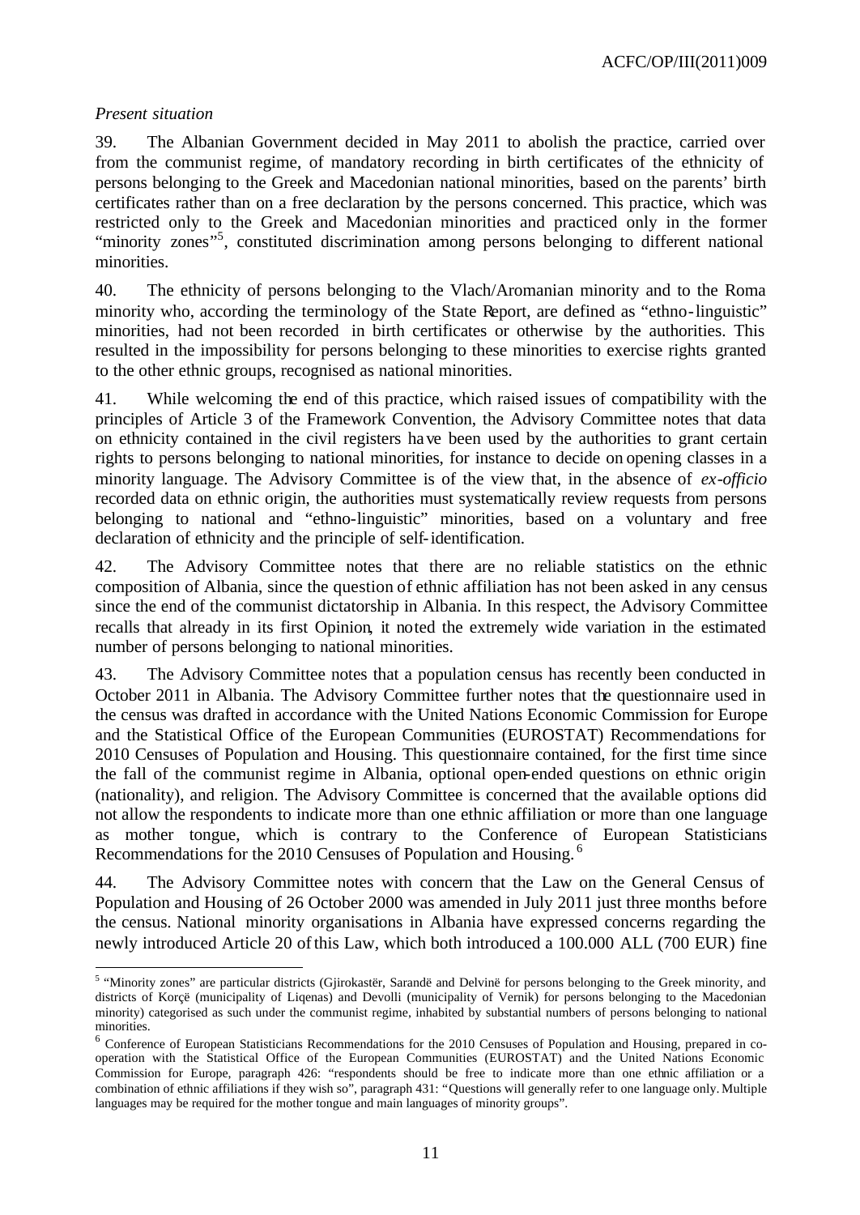*Present situation*

39. The Albanian Government decided in May 2011 to abolish the practice, carried over from the communist regime, of mandatory recording in birth certificates of the ethnicity of persons belonging to the Greek and Macedonian national minorities, based on the parents' birth certificates rather than on a free declaration by the persons concerned. This practice, which was restricted only to the Greek and Macedonian minorities and practiced only in the former "minority zones"[5], constituted discrimination among persons belonging to different national minorities.

40. The ethnicity of persons belonging to the Vlach/Aromanian minority and to the Roma minority who, according the terminology of the State Report, are defined as "ethno-linguistic" minorities, had not been recorded in birth certificates or otherwise by the authorities. This resulted in the impossibility for persons belonging to these minorities to exercise rights granted to the other ethnic groups, recognised as national minorities.

41. While welcoming the end of this practice, which raised issues of compatibility with the principles of Article 3 of the Framework Convention, the Advisory Committee notes that data on ethnicity contained in the civil registers have been used by the authorities to grant certain rights to persons belonging to national minorities, for instance to decide on opening classes in a minority language. The Advisory Committee is of the view that, in the absence of *ex-officio* recorded data on ethnic origin, the authorities must systematically review requests from persons belonging to national and "ethno-linguistic" minorities, based on a voluntary and free declaration of ethnicity and the principle of self-identification.

42. The Advisory Committee notes that there are no reliable statistics on the ethnic composition of Albania, since the question of ethnic affiliation has not been asked in any census since the end of the communist dictatorship in Albania. In this respect, the Advisory Committee recalls that already in its first Opinion, it noted the extremely wide variation in the estimated number of persons belonging to national minorities.

43. The Advisory Committee notes that a population census has recently been conducted in October 2011 in Albania. The Advisory Committee further notes that the questionnaire used in the census was drafted in accordance with the United Nations Economic Commission for Europe and the Statistical Office of the European Communities (EUROSTAT) Recommendations for 2010 Censuses of Population and Housing. This questionnaire contained, for the first time since the fall of the communist regime in Albania, optional open-ended questions on ethnic origin (nationality), and religion. The Advisory Committee is concerned that the available options did not allow the respondents to indicate more than one ethnic affiliation or more than one language as mother tongue, which is contrary to the Conference of European Statisticians Recommendations for the 2010 Censuses of Population and Housing.[6]

44. The Advisory Committee notes with concern that the Law on the General Census of Population and Housing of 26 October 2000 was amended in July 2011 just three months before the census. National minority organisations in Albania have expressed concerns regarding the newly introduced Article 20 of this Law, which both introduced a 100.000 ALL (700 EUR) fine

---

[5] "Minority zones" are particular districts (Gjirokastër, Sarandë and Delvinë for persons belonging to the Greek minority, and districts of Korçë (municipality of Liqenas) and Devolli (municipality of Vernik) for persons belonging to the Macedonian minority) categorised as such under the communist regime, inhabited by substantial numbers of persons belonging to national minorities.

[6] Conference of European Statisticians Recommendations for the 2010 Censuses of Population and Housing, prepared in co-operation with the Statistical Office of the European Communities (EUROSTAT) and the United Nations Economic Commission for Europe, paragraph 426: "respondents should be free to indicate more than one ethnic affiliation or a combination of ethnic affiliations if they wish so", paragraph 431: "Questions will generally refer to one language only. Multiple languages may be required for the mother tongue and main languages of minority groups".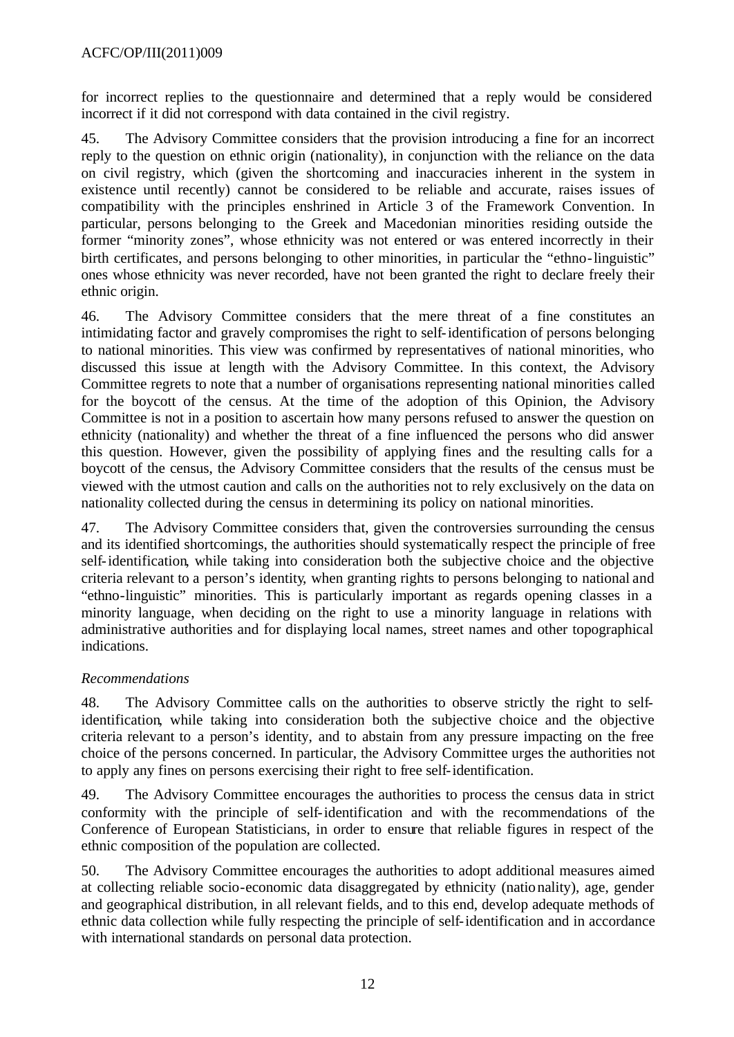for incorrect replies to the questionnaire and determined that a reply would be considered incorrect if it did not correspond with data contained in the civil registry.

45. The Advisory Committee considers that the provision introducing a fine for an incorrect reply to the question on ethnic origin (nationality), in conjunction with the reliance on the data on civil registry, which (given the shortcoming and inaccuracies inherent in the system in existence until recently) cannot be considered to be reliable and accurate, raises issues of compatibility with the principles enshrined in Article 3 of the Framework Convention. In particular, persons belonging to the Greek and Macedonian minorities residing outside the former "minority zones", whose ethnicity was not entered or was entered incorrectly in their birth certificates, and persons belonging to other minorities, in particular the "ethno-linguistic" ones whose ethnicity was never recorded, have not been granted the right to declare freely their ethnic origin.

46. The Advisory Committee considers that the mere threat of a fine constitutes an intimidating factor and gravely compromises the right to self-identification of persons belonging to national minorities. This view was confirmed by representatives of national minorities, who discussed this issue at length with the Advisory Committee. In this context, the Advisory Committee regrets to note that a number of organisations representing national minorities called for the boycott of the census. At the time of the adoption of this Opinion, the Advisory Committee is not in a position to ascertain how many persons refused to answer the question on ethnicity (nationality) and whether the threat of a fine influenced the persons who did answer this question. However, given the possibility of applying fines and the resulting calls for a boycott of the census, the Advisory Committee considers that the results of the census must be viewed with the utmost caution and calls on the authorities not to rely exclusively on the data on nationality collected during the census in determining its policy on national minorities.

47. The Advisory Committee considers that, given the controversies surrounding the census and its identified shortcomings, the authorities should systematically respect the principle of free self-identification, while taking into consideration both the subjective choice and the objective criteria relevant to a person's identity, when granting rights to persons belonging to national and "ethno-linguistic" minorities. This is particularly important as regards opening classes in a minority language, when deciding on the right to use a minority language in relations with administrative authorities and for displaying local names, street names and other topographical indications.

*Recommendations*

48. The Advisory Committee calls on the authorities to observe strictly the right to self-identification, while taking into consideration both the subjective choice and the objective criteria relevant to a person's identity, and to abstain from any pressure impacting on the free choice of the persons concerned. In particular, the Advisory Committee urges the authorities not to apply any fines on persons exercising their right to free self-identification.

49. The Advisory Committee encourages the authorities to process the census data in strict conformity with the principle of self-identification and with the recommendations of the Conference of European Statisticians, in order to ensure that reliable figures in respect of the ethnic composition of the population are collected.

50. The Advisory Committee encourages the authorities to adopt additional measures aimed at collecting reliable socio-economic data disaggregated by ethnicity (nationality), age, gender and geographical distribution, in all relevant fields, and to this end, develop adequate methods of ethnic data collection while fully respecting the principle of self-identification and in accordance with international standards on personal data protection.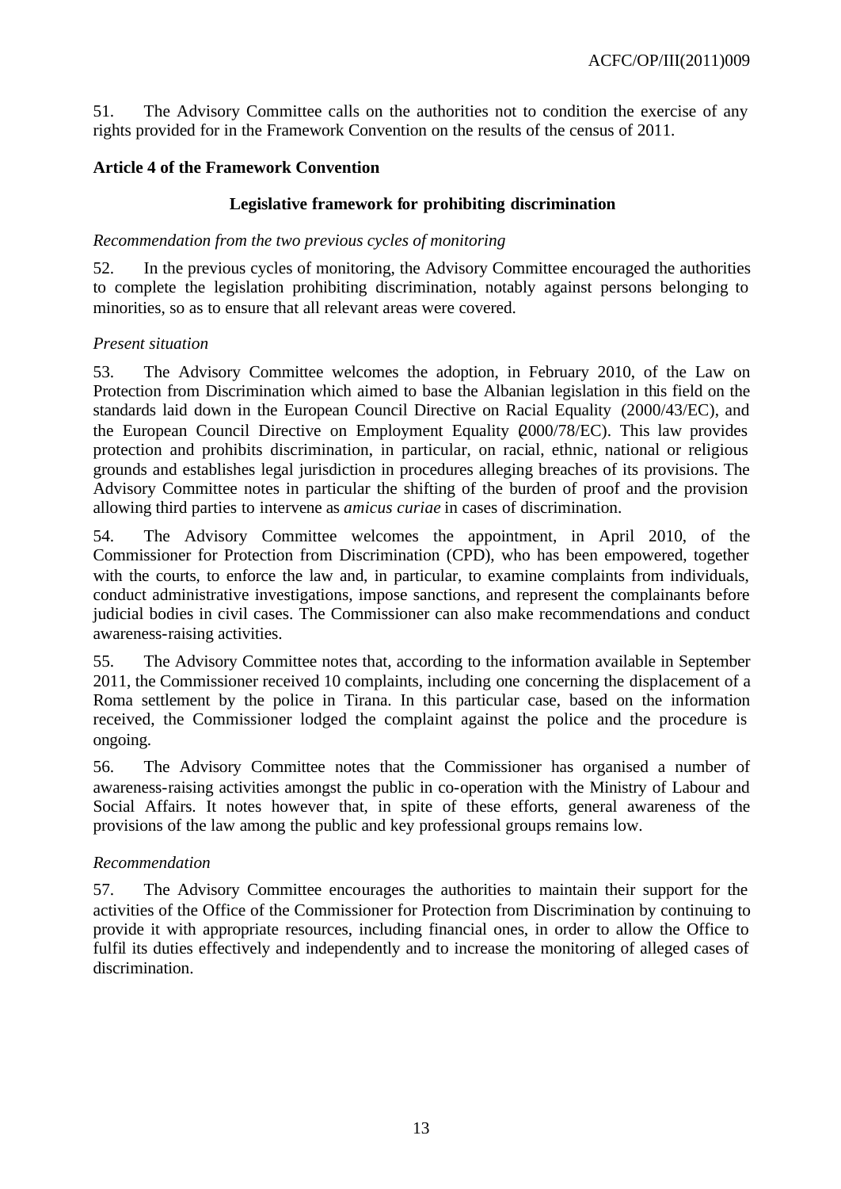51. The Advisory Committee calls on the authorities not to condition the exercise of any rights provided for in the Framework Convention on the results of the census of 2011.

### Article 4 of the Framework Convention

#### Legislative framework for prohibiting discrimination

*Recommendation from the two previous cycles of monitoring*

52. In the previous cycles of monitoring, the Advisory Committee encouraged the authorities to complete the legislation prohibiting discrimination, notably against persons belonging to minorities, so as to ensure that all relevant areas were covered.

*Present situation*

53. The Advisory Committee welcomes the adoption, in February 2010, of the Law on Protection from Discrimination which aimed to base the Albanian legislation in this field on the standards laid down in the European Council Directive on Racial Equality (2000/43/EC), and the European Council Directive on Employment Equality (2000/78/EC). This law provides protection and prohibits discrimination, in particular, on racial, ethnic, national or religious grounds and establishes legal jurisdiction in procedures alleging breaches of its provisions. The Advisory Committee notes in particular the shifting of the burden of proof and the provision allowing third parties to intervene as *amicus curiae* in cases of discrimination.

54. The Advisory Committee welcomes the appointment, in April 2010, of the Commissioner for Protection from Discrimination (CPD), who has been empowered, together with the courts, to enforce the law and, in particular, to examine complaints from individuals, conduct administrative investigations, impose sanctions, and represent the complainants before judicial bodies in civil cases. The Commissioner can also make recommendations and conduct awareness-raising activities.

55. The Advisory Committee notes that, according to the information available in September 2011, the Commissioner received 10 complaints, including one concerning the displacement of a Roma settlement by the police in Tirana. In this particular case, based on the information received, the Commissioner lodged the complaint against the police and the procedure is ongoing.

56. The Advisory Committee notes that the Commissioner has organised a number of awareness-raising activities amongst the public in co-operation with the Ministry of Labour and Social Affairs. It notes however that, in spite of these efforts, general awareness of the provisions of the law among the public and key professional groups remains low.

*Recommendation*

57. The Advisory Committee encourages the authorities to maintain their support for the activities of the Office of the Commissioner for Protection from Discrimination by continuing to provide it with appropriate resources, including financial ones, in order to allow the Office to fulfil its duties effectively and independently and to increase the monitoring of alleged cases of discrimination.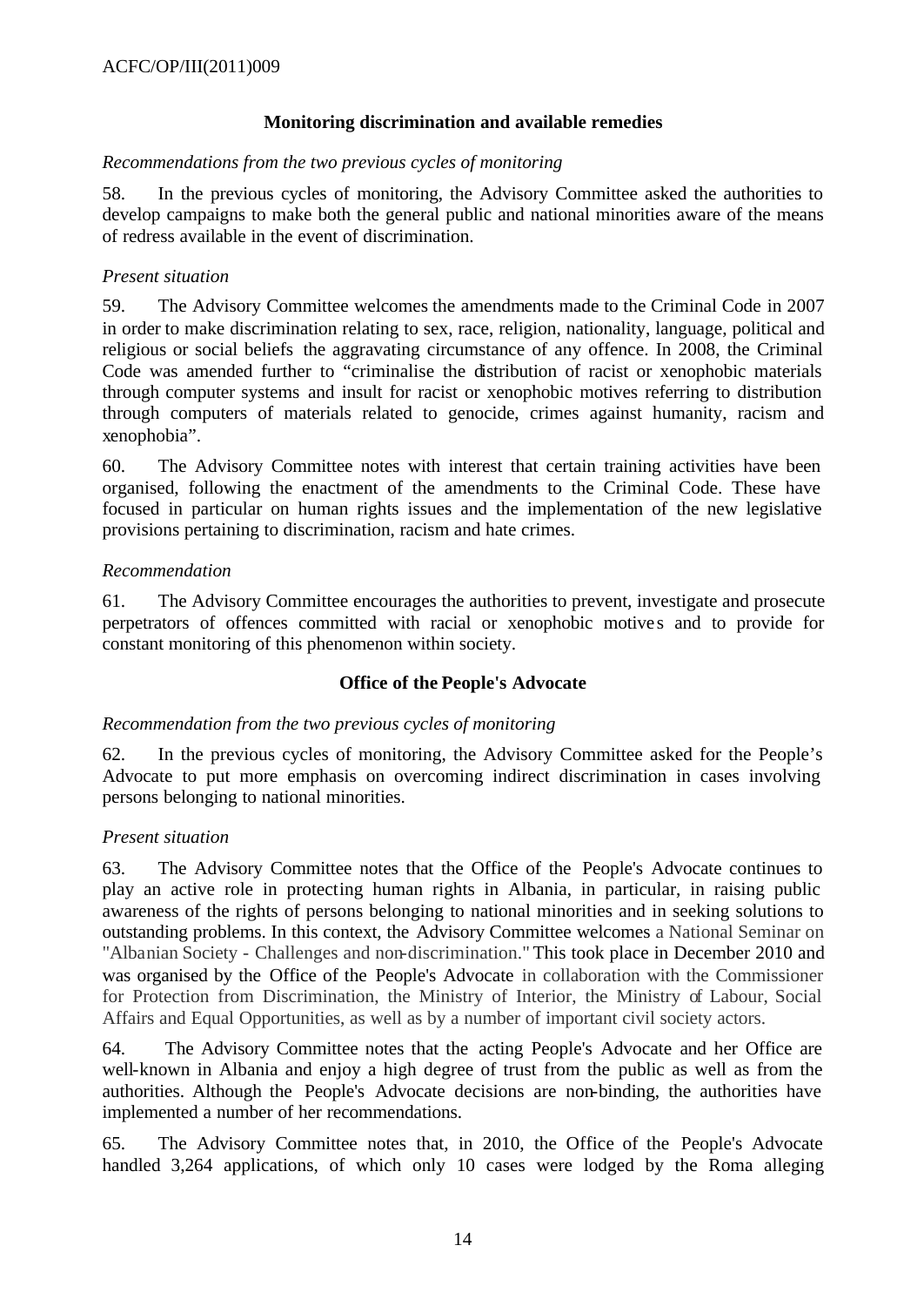### Monitoring discrimination and available remedies

*Recommendations from the two previous cycles of monitoring*

58. In the previous cycles of monitoring, the Advisory Committee asked the authorities to develop campaigns to make both the general public and national minorities aware of the means of redress available in the event of discrimination.

*Present situation*

59. The Advisory Committee welcomes the amendments made to the Criminal Code in 2007 in order to make discrimination relating to sex, race, religion, nationality, language, political and religious or social beliefs the aggravating circumstance of any offence. In 2008, the Criminal Code was amended further to "criminalise the distribution of racist or xenophobic materials through computer systems and insult for racist or xenophobic motives referring to distribution through computers of materials related to genocide, crimes against humanity, racism and xenophobia".

60. The Advisory Committee notes with interest that certain training activities have been organised, following the enactment of the amendments to the Criminal Code. These have focused in particular on human rights issues and the implementation of the new legislative provisions pertaining to discrimination, racism and hate crimes.

*Recommendation*

61. The Advisory Committee encourages the authorities to prevent, investigate and prosecute perpetrators of offences committed with racial or xenophobic motives and to provide for constant monitoring of this phenomenon within society.

### Office of the People's Advocate

*Recommendation from the two previous cycles of monitoring*

62. In the previous cycles of monitoring, the Advisory Committee asked for the People's Advocate to put more emphasis on overcoming indirect discrimination in cases involving persons belonging to national minorities.

*Present situation*

63. The Advisory Committee notes that the Office of the People's Advocate continues to play an active role in protecting human rights in Albania, in particular, in raising public awareness of the rights of persons belonging to national minorities and in seeking solutions to outstanding problems. In this context, the Advisory Committee welcomes a National Seminar on "Albanian Society - Challenges and non-discrimination." This took place in December 2010 and was organised by the Office of the People's Advocate in collaboration with the Commissioner for Protection from Discrimination, the Ministry of Interior, the Ministry of Labour, Social Affairs and Equal Opportunities, as well as by a number of important civil society actors.

64. The Advisory Committee notes that the acting People's Advocate and her Office are well-known in Albania and enjoy a high degree of trust from the public as well as from the authorities. Although the People's Advocate decisions are non-binding, the authorities have implemented a number of her recommendations.

65. The Advisory Committee notes that, in 2010, the Office of the People's Advocate handled 3,264 applications, of which only 10 cases were lodged by the Roma alleging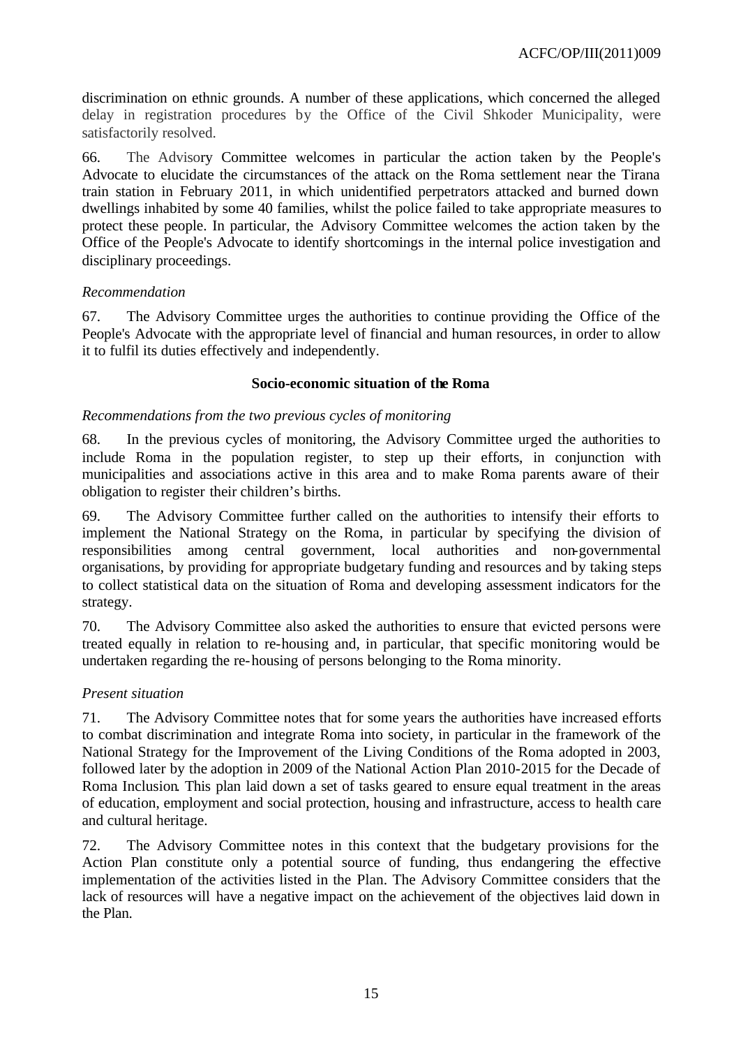discrimination on ethnic grounds. A number of these applications, which concerned the alleged delay in registration procedures by the Office of the Civil Shkoder Municipality, were satisfactorily resolved.

66. The Advisory Committee welcomes in particular the action taken by the People's Advocate to elucidate the circumstances of the attack on the Roma settlement near the Tirana train station in February 2011, in which unidentified perpetrators attacked and burned down dwellings inhabited by some 40 families, whilst the police failed to take appropriate measures to protect these people. In particular, the Advisory Committee welcomes the action taken by the Office of the People's Advocate to identify shortcomings in the internal police investigation and disciplinary proceedings.

*Recommendation*

67. The Advisory Committee urges the authorities to continue providing the Office of the People's Advocate with the appropriate level of financial and human resources, in order to allow it to fulfil its duties effectively and independently.

**Socio-economic situation of the Roma**

*Recommendations from the two previous cycles of monitoring*

68. In the previous cycles of monitoring, the Advisory Committee urged the authorities to include Roma in the population register, to step up their efforts, in conjunction with municipalities and associations active in this area and to make Roma parents aware of their obligation to register their children's births.

69. The Advisory Committee further called on the authorities to intensify their efforts to implement the National Strategy on the Roma, in particular by specifying the division of responsibilities among central government, local authorities and non-governmental organisations, by providing for appropriate budgetary funding and resources and by taking steps to collect statistical data on the situation of Roma and developing assessment indicators for the strategy.

70. The Advisory Committee also asked the authorities to ensure that evicted persons were treated equally in relation to re-housing and, in particular, that specific monitoring would be undertaken regarding the re-housing of persons belonging to the Roma minority.

*Present situation*

71. The Advisory Committee notes that for some years the authorities have increased efforts to combat discrimination and integrate Roma into society, in particular in the framework of the National Strategy for the Improvement of the Living Conditions of the Roma adopted in 2003, followed later by the adoption in 2009 of the National Action Plan 2010-2015 for the Decade of Roma Inclusion. This plan laid down a set of tasks geared to ensure equal treatment in the areas of education, employment and social protection, housing and infrastructure, access to health care and cultural heritage.

72. The Advisory Committee notes in this context that the budgetary provisions for the Action Plan constitute only a potential source of funding, thus endangering the effective implementation of the activities listed in the Plan. The Advisory Committee considers that the lack of resources will have a negative impact on the achievement of the objectives laid down in the Plan.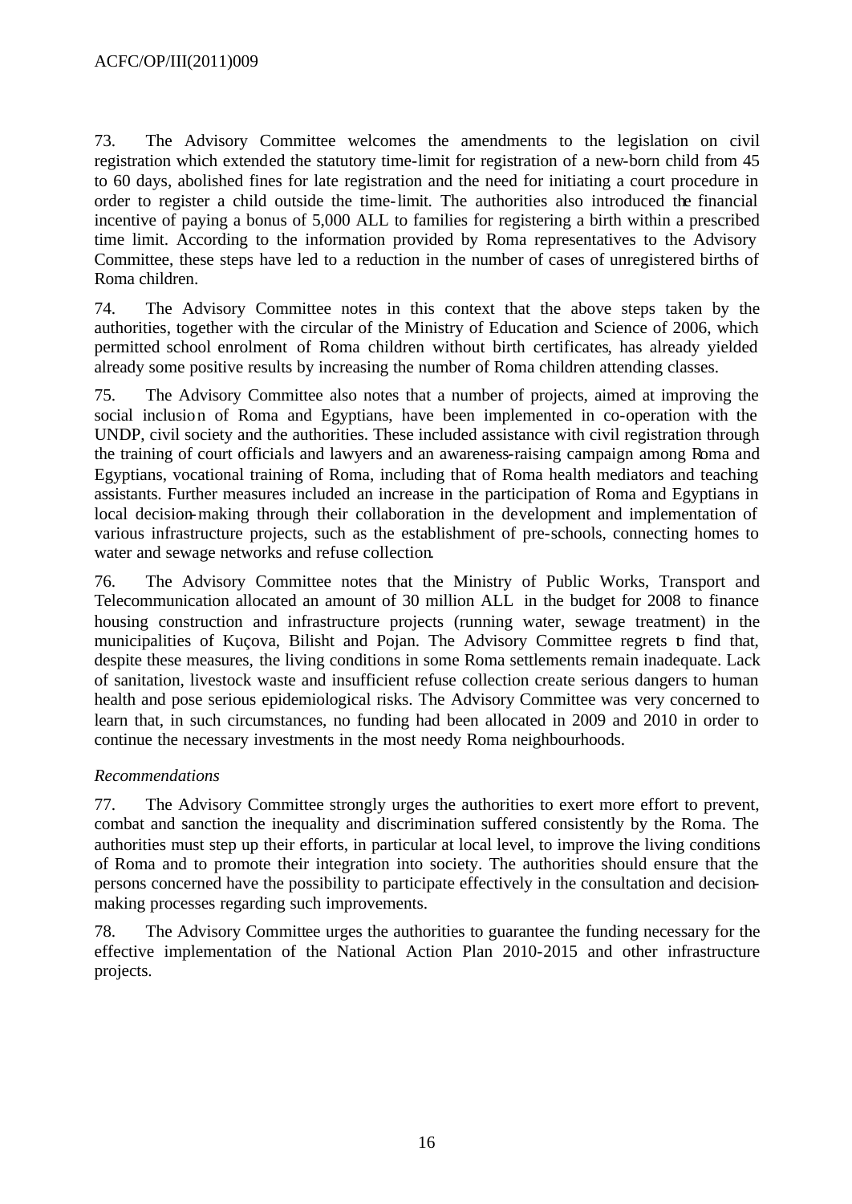73. The Advisory Committee welcomes the amendments to the legislation on civil registration which extended the statutory time-limit for registration of a new-born child from 45 to 60 days, abolished fines for late registration and the need for initiating a court procedure in order to register a child outside the time-limit. The authorities also introduced the financial incentive of paying a bonus of 5,000 ALL to families for registering a birth within a prescribed time limit. According to the information provided by Roma representatives to the Advisory Committee, these steps have led to a reduction in the number of cases of unregistered births of Roma children.

74. The Advisory Committee notes in this context that the above steps taken by the authorities, together with the circular of the Ministry of Education and Science of 2006, which permitted school enrolment of Roma children without birth certificates, has already yielded already some positive results by increasing the number of Roma children attending classes.

75. The Advisory Committee also notes that a number of projects, aimed at improving the social inclusion of Roma and Egyptians, have been implemented in co-operation with the UNDP, civil society and the authorities. These included assistance with civil registration through the training of court officials and lawyers and an awareness-raising campaign among Roma and Egyptians, vocational training of Roma, including that of Roma health mediators and teaching assistants. Further measures included an increase in the participation of Roma and Egyptians in local decision-making through their collaboration in the development and implementation of various infrastructure projects, such as the establishment of pre-schools, connecting homes to water and sewage networks and refuse collection.

76. The Advisory Committee notes that the Ministry of Public Works, Transport and Telecommunication allocated an amount of 30 million ALL in the budget for 2008 to finance housing construction and infrastructure projects (running water, sewage treatment) in the municipalities of Kuçova, Bilisht and Pojan. The Advisory Committee regrets to find that, despite these measures, the living conditions in some Roma settlements remain inadequate. Lack of sanitation, livestock waste and insufficient refuse collection create serious dangers to human health and pose serious epidemiological risks. The Advisory Committee was very concerned to learn that, in such circumstances, no funding had been allocated in 2009 and 2010 in order to continue the necessary investments in the most needy Roma neighbourhoods.

*Recommendations*

77. The Advisory Committee strongly urges the authorities to exert more effort to prevent, combat and sanction the inequality and discrimination suffered consistently by the Roma. The authorities must step up their efforts, in particular at local level, to improve the living conditions of Roma and to promote their integration into society. The authorities should ensure that the persons concerned have the possibility to participate effectively in the consultation and decision-making processes regarding such improvements.

78. The Advisory Committee urges the authorities to guarantee the funding necessary for the effective implementation of the National Action Plan 2010-2015 and other infrastructure projects.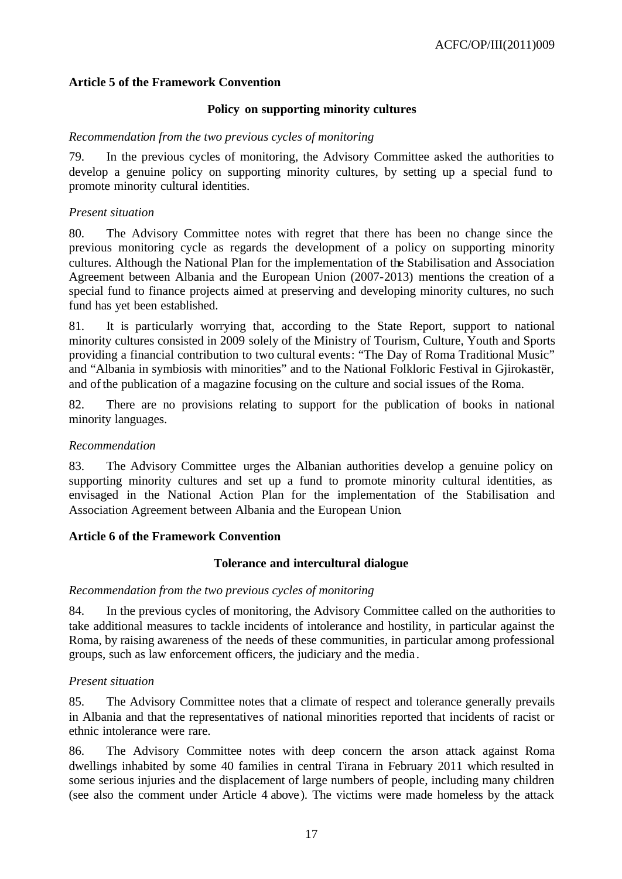### Article 5 of the Framework Convention

#### Policy on supporting minority cultures

*Recommendation from the two previous cycles of monitoring*

79. In the previous cycles of monitoring, the Advisory Committee asked the authorities to develop a genuine policy on supporting minority cultures, by setting up a special fund to promote minority cultural identities.

*Present situation*

80. The Advisory Committee notes with regret that there has been no change since the previous monitoring cycle as regards the development of a policy on supporting minority cultures. Although the National Plan for the implementation of the Stabilisation and Association Agreement between Albania and the European Union (2007-2013) mentions the creation of a special fund to finance projects aimed at preserving and developing minority cultures, no such fund has yet been established.

81. It is particularly worrying that, according to the State Report, support to national minority cultures consisted in 2009 solely of the Ministry of Tourism, Culture, Youth and Sports providing a financial contribution to two cultural events: "The Day of Roma Traditional Music" and "Albania in symbiosis with minorities" and to the National Folkloric Festival in Gjirokastër, and of the publication of a magazine focusing on the culture and social issues of the Roma.

82. There are no provisions relating to support for the publication of books in national minority languages.

*Recommendation*

83. The Advisory Committee urges the Albanian authorities develop a genuine policy on supporting minority cultures and set up a fund to promote minority cultural identities, as envisaged in the National Action Plan for the implementation of the Stabilisation and Association Agreement between Albania and the European Union.

### Article 6 of the Framework Convention

#### Tolerance and intercultural dialogue

*Recommendation from the two previous cycles of monitoring*

84. In the previous cycles of monitoring, the Advisory Committee called on the authorities to take additional measures to tackle incidents of intolerance and hostility, in particular against the Roma, by raising awareness of the needs of these communities, in particular among professional groups, such as law enforcement officers, the judiciary and the media.

*Present situation*

85. The Advisory Committee notes that a climate of respect and tolerance generally prevails in Albania and that the representatives of national minorities reported that incidents of racist or ethnic intolerance were rare.

86. The Advisory Committee notes with deep concern the arson attack against Roma dwellings inhabited by some 40 families in central Tirana in February 2011 which resulted in some serious injuries and the displacement of large numbers of people, including many children (see also the comment under Article 4 above). The victims were made homeless by the attack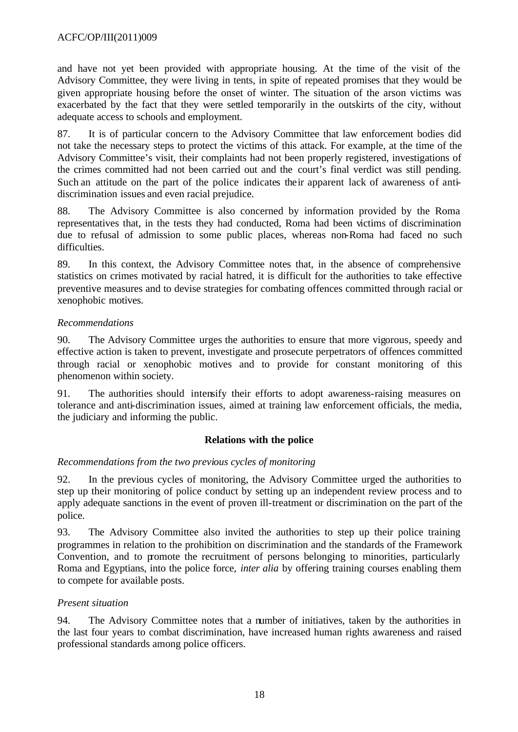and have not yet been provided with appropriate housing. At the time of the visit of the Advisory Committee, they were living in tents, in spite of repeated promises that they would be given appropriate housing before the onset of winter. The situation of the arson victims was exacerbated by the fact that they were settled temporarily in the outskirts of the city, without adequate access to schools and employment.

87. It is of particular concern to the Advisory Committee that law enforcement bodies did not take the necessary steps to protect the victims of this attack. For example, at the time of the Advisory Committee's visit, their complaints had not been properly registered, investigations of the crimes committed had not been carried out and the court's final verdict was still pending. Such an attitude on the part of the police indicates their apparent lack of awareness of anti-discrimination issues and even racial prejudice.

88. The Advisory Committee is also concerned by information provided by the Roma representatives that, in the tests they had conducted, Roma had been victims of discrimination due to refusal of admission to some public places, whereas non-Roma had faced no such difficulties.

89. In this context, the Advisory Committee notes that, in the absence of comprehensive statistics on crimes motivated by racial hatred, it is difficult for the authorities to take effective preventive measures and to devise strategies for combating offences committed through racial or xenophobic motives.

*Recommendations*

90. The Advisory Committee urges the authorities to ensure that more vigorous, speedy and effective action is taken to prevent, investigate and prosecute perpetrators of offences committed through racial or xenophobic motives and to provide for constant monitoring of this phenomenon within society.

91. The authorities should intensify their efforts to adopt awareness-raising measures on tolerance and anti-discrimination issues, aimed at training law enforcement officials, the media, the judiciary and informing the public.

**Relations with the police**

*Recommendations from the two previous cycles of monitoring*

92. In the previous cycles of monitoring, the Advisory Committee urged the authorities to step up their monitoring of police conduct by setting up an independent review process and to apply adequate sanctions in the event of proven ill-treatment or discrimination on the part of the police.

93. The Advisory Committee also invited the authorities to step up their police training programmes in relation to the prohibition on discrimination and the standards of the Framework Convention, and to promote the recruitment of persons belonging to minorities, particularly Roma and Egyptians, into the police force, *inter alia* by offering training courses enabling them to compete for available posts.

*Present situation*

94. The Advisory Committee notes that a number of initiatives, taken by the authorities in the last four years to combat discrimination, have increased human rights awareness and raised professional standards among police officers.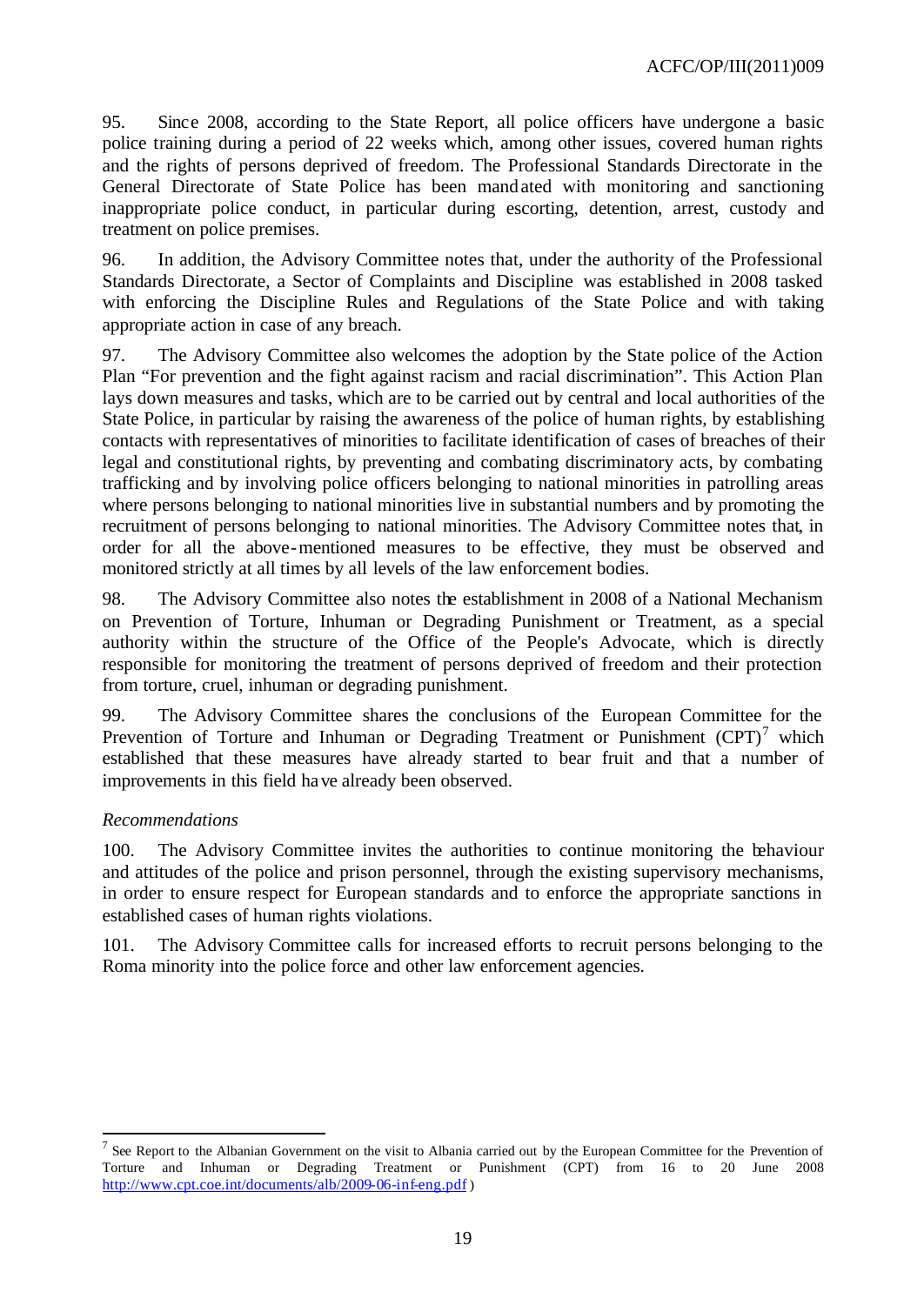95. Since 2008, according to the State Report, all police officers have undergone a basic police training during a period of 22 weeks which, among other issues, covered human rights and the rights of persons deprived of freedom. The Professional Standards Directorate in the General Directorate of State Police has been mandated with monitoring and sanctioning inappropriate police conduct, in particular during escorting, detention, arrest, custody and treatment on police premises.

96. In addition, the Advisory Committee notes that, under the authority of the Professional Standards Directorate, a Sector of Complaints and Discipline was established in 2008 tasked with enforcing the Discipline Rules and Regulations of the State Police and with taking appropriate action in case of any breach.

97. The Advisory Committee also welcomes the adoption by the State police of the Action Plan "For prevention and the fight against racism and racial discrimination". This Action Plan lays down measures and tasks, which are to be carried out by central and local authorities of the State Police, in particular by raising the awareness of the police of human rights, by establishing contacts with representatives of minorities to facilitate identification of cases of breaches of their legal and constitutional rights, by preventing and combating discriminatory acts, by combating trafficking and by involving police officers belonging to national minorities in patrolling areas where persons belonging to national minorities live in substantial numbers and by promoting the recruitment of persons belonging to national minorities. The Advisory Committee notes that, in order for all the above-mentioned measures to be effective, they must be observed and monitored strictly at all times by all levels of the law enforcement bodies.

98. The Advisory Committee also notes the establishment in 2008 of a National Mechanism on Prevention of Torture, Inhuman or Degrading Punishment or Treatment, as a special authority within the structure of the Office of the People's Advocate, which is directly responsible for monitoring the treatment of persons deprived of freedom and their protection from torture, cruel, inhuman or degrading punishment.

99. The Advisory Committee shares the conclusions of the European Committee for the Prevention of Torture and Inhuman or Degrading Treatment or Punishment (CPT)[7] which established that these measures have already started to bear fruit and that a number of improvements in this field have already been observed.

*Recommendations*

100. The Advisory Committee invites the authorities to continue monitoring the behaviour and attitudes of the police and prison personnel, through the existing supervisory mechanisms, in order to ensure respect for European standards and to enforce the appropriate sanctions in established cases of human rights violations.

101. The Advisory Committee calls for increased efforts to recruit persons belonging to the Roma minority into the police force and other law enforcement agencies.

---

[7] See Report to the Albanian Government on the visit to Albania carried out by the European Committee for the Prevention of Torture and Inhuman or Degrading Treatment or Punishment (CPT) from 16 to 20 June 2008 http://www.cpt.coe.int/documents/alb/2009-06-inf-eng.pdf )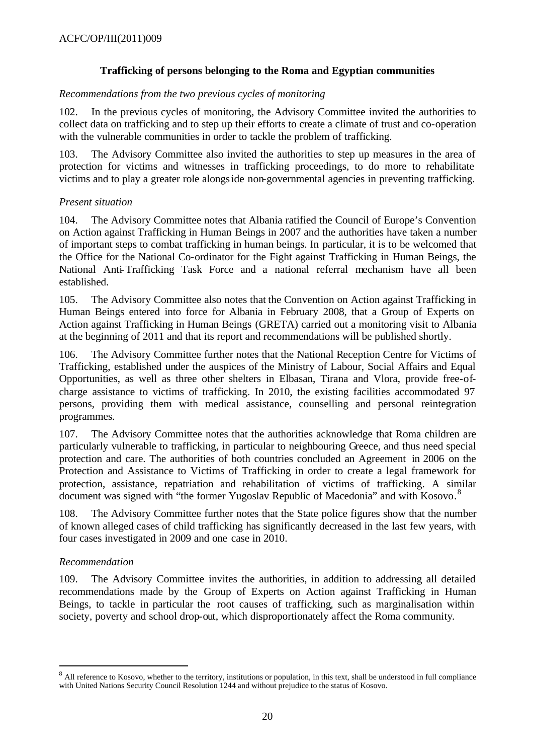### Trafficking of persons belonging to the Roma and Egyptian communities

*Recommendations from the two previous cycles of monitoring*

102. In the previous cycles of monitoring, the Advisory Committee invited the authorities to collect data on trafficking and to step up their efforts to create a climate of trust and co-operation with the vulnerable communities in order to tackle the problem of trafficking.

103. The Advisory Committee also invited the authorities to step up measures in the area of protection for victims and witnesses in trafficking proceedings, to do more to rehabilitate victims and to play a greater role alongside non-governmental agencies in preventing trafficking.

*Present situation*

104. The Advisory Committee notes that Albania ratified the Council of Europe's Convention on Action against Trafficking in Human Beings in 2007 and the authorities have taken a number of important steps to combat trafficking in human beings. In particular, it is to be welcomed that the Office for the National Co-ordinator for the Fight against Trafficking in Human Beings, the National Anti-Trafficking Task Force and a national referral mechanism have all been established.

105. The Advisory Committee also notes that the Convention on Action against Trafficking in Human Beings entered into force for Albania in February 2008, that a Group of Experts on Action against Trafficking in Human Beings (GRETA) carried out a monitoring visit to Albania at the beginning of 2011 and that its report and recommendations will be published shortly.

106. The Advisory Committee further notes that the National Reception Centre for Victims of Trafficking, established under the auspices of the Ministry of Labour, Social Affairs and Equal Opportunities, as well as three other shelters in Elbasan, Tirana and Vlora, provide free-of-charge assistance to victims of trafficking. In 2010, the existing facilities accommodated 97 persons, providing them with medical assistance, counselling and personal reintegration programmes.

107. The Advisory Committee notes that the authorities acknowledge that Roma children are particularly vulnerable to trafficking, in particular to neighbouring Greece, and thus need special protection and care. The authorities of both countries concluded an Agreement in 2006 on the Protection and Assistance to Victims of Trafficking in order to create a legal framework for protection, assistance, repatriation and rehabilitation of victims of trafficking. A similar document was signed with "the former Yugoslav Republic of Macedonia" and with Kosovo.[8]

108. The Advisory Committee further notes that the State police figures show that the number of known alleged cases of child trafficking has significantly decreased in the last few years, with four cases investigated in 2009 and one case in 2010.

*Recommendation*

109. The Advisory Committee invites the authorities, in addition to addressing all detailed recommendations made by the Group of Experts on Action against Trafficking in Human Beings, to tackle in particular the root causes of trafficking, such as marginalisation within society, poverty and school drop-out, which disproportionately affect the Roma community.

---

[8] All reference to Kosovo, whether to the territory, institutions or population, in this text, shall be understood in full compliance with United Nations Security Council Resolution 1244 and without prejudice to the status of Kosovo.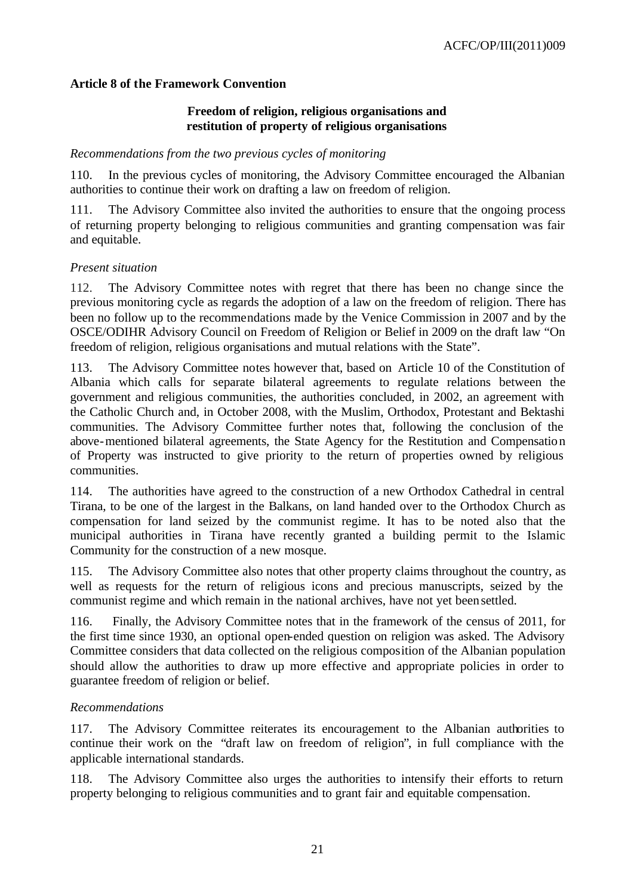### Article 8 of the Framework Convention

**Freedom of religion, religious organisations and restitution of property of religious organisations**

*Recommendations from the two previous cycles of monitoring*

110. In the previous cycles of monitoring, the Advisory Committee encouraged the Albanian authorities to continue their work on drafting a law on freedom of religion.

111. The Advisory Committee also invited the authorities to ensure that the ongoing process of returning property belonging to religious communities and granting compensation was fair and equitable.

*Present situation*

112. The Advisory Committee notes with regret that there has been no change since the previous monitoring cycle as regards the adoption of a law on the freedom of religion. There has been no follow up to the recommendations made by the Venice Commission in 2007 and by the OSCE/ODIHR Advisory Council on Freedom of Religion or Belief in 2009 on the draft law "On freedom of religion, religious organisations and mutual relations with the State".

113. The Advisory Committee notes however that, based on Article 10 of the Constitution of Albania which calls for separate bilateral agreements to regulate relations between the government and religious communities, the authorities concluded, in 2002, an agreement with the Catholic Church and, in October 2008, with the Muslim, Orthodox, Protestant and Bektashi communities. The Advisory Committee further notes that, following the conclusion of the above-mentioned bilateral agreements, the State Agency for the Restitution and Compensation of Property was instructed to give priority to the return of properties owned by religious communities.

114. The authorities have agreed to the construction of a new Orthodox Cathedral in central Tirana, to be one of the largest in the Balkans, on land handed over to the Orthodox Church as compensation for land seized by the communist regime. It has to be noted also that the municipal authorities in Tirana have recently granted a building permit to the Islamic Community for the construction of a new mosque.

115. The Advisory Committee also notes that other property claims throughout the country, as well as requests for the return of religious icons and precious manuscripts, seized by the communist regime and which remain in the national archives, have not yet been settled.

116. Finally, the Advisory Committee notes that in the framework of the census of 2011, for the first time since 1930, an optional open-ended question on religion was asked. The Advisory Committee considers that data collected on the religious composition of the Albanian population should allow the authorities to draw up more effective and appropriate policies in order to guarantee freedom of religion or belief.

*Recommendations*

117. The Advisory Committee reiterates its encouragement to the Albanian authorities to continue their work on the "draft law on freedom of religion", in full compliance with the applicable international standards.

118. The Advisory Committee also urges the authorities to intensify their efforts to return property belonging to religious communities and to grant fair and equitable compensation.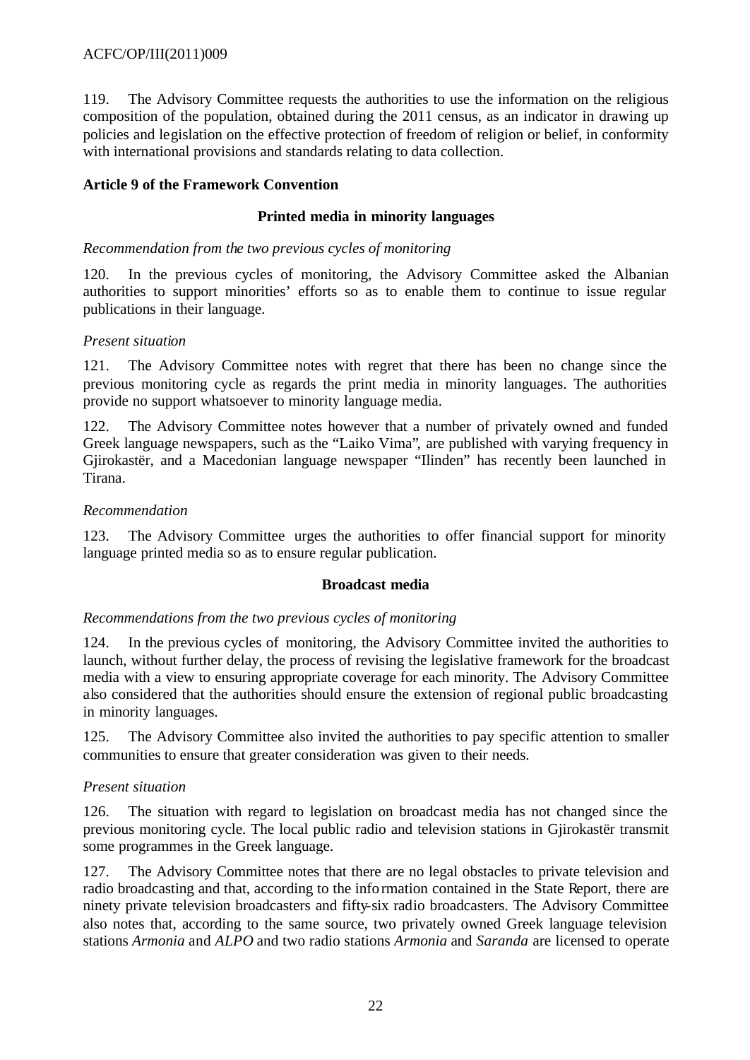119. The Advisory Committee requests the authorities to use the information on the religious composition of the population, obtained during the 2011 census, as an indicator in drawing up policies and legislation on the effective protection of freedom of religion or belief, in conformity with international provisions and standards relating to data collection.

## Article 9 of the Framework Convention

### Printed media in minority languages

*Recommendation from the two previous cycles of monitoring*

120. In the previous cycles of monitoring, the Advisory Committee asked the Albanian authorities to support minorities' efforts so as to enable them to continue to issue regular publications in their language.

*Present situation*

121. The Advisory Committee notes with regret that there has been no change since the previous monitoring cycle as regards the print media in minority languages. The authorities provide no support whatsoever to minority language media.

122. The Advisory Committee notes however that a number of privately owned and funded Greek language newspapers, such as the "Laiko Vima", are published with varying frequency in Gjirokastër, and a Macedonian language newspaper "Ilinden" has recently been launched in Tirana.

*Recommendation*

123. The Advisory Committee urges the authorities to offer financial support for minority language printed media so as to ensure regular publication.

### Broadcast media

*Recommendations from the two previous cycles of monitoring*

124. In the previous cycles of monitoring, the Advisory Committee invited the authorities to launch, without further delay, the process of revising the legislative framework for the broadcast media with a view to ensuring appropriate coverage for each minority. The Advisory Committee also considered that the authorities should ensure the extension of regional public broadcasting in minority languages.

125. The Advisory Committee also invited the authorities to pay specific attention to smaller communities to ensure that greater consideration was given to their needs.

*Present situation*

126. The situation with regard to legislation on broadcast media has not changed since the previous monitoring cycle. The local public radio and television stations in Gjirokastër transmit some programmes in the Greek language.

127. The Advisory Committee notes that there are no legal obstacles to private television and radio broadcasting and that, according to the information contained in the State Report, there are ninety private television broadcasters and fifty-six radio broadcasters. The Advisory Committee also notes that, according to the same source, two privately owned Greek language television stations *Armonia* and *ALPO* and two radio stations *Armonia* and *Saranda* are licensed to operate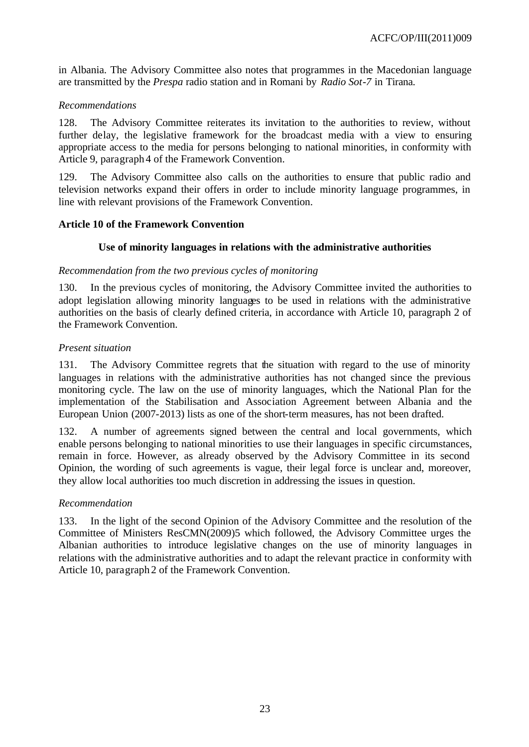in Albania. The Advisory Committee also notes that programmes in the Macedonian language are transmitted by the *Prespa* radio station and in Romani by *Radio Sot-7* in Tirana.

*Recommendations*

128. The Advisory Committee reiterates its invitation to the authorities to review, without further delay, the legislative framework for the broadcast media with a view to ensuring appropriate access to the media for persons belonging to national minorities, in conformity with Article 9, paragraph 4 of the Framework Convention.

129. The Advisory Committee also calls on the authorities to ensure that public radio and television networks expand their offers in order to include minority language programmes, in line with relevant provisions of the Framework Convention.

**Article 10 of the Framework Convention**

**Use of minority languages in relations with the administrative authorities**

*Recommendation from the two previous cycles of monitoring*

130. In the previous cycles of monitoring, the Advisory Committee invited the authorities to adopt legislation allowing minority languages to be used in relations with the administrative authorities on the basis of clearly defined criteria, in accordance with Article 10, paragraph 2 of the Framework Convention.

*Present situation*

131. The Advisory Committee regrets that the situation with regard to the use of minority languages in relations with the administrative authorities has not changed since the previous monitoring cycle. The law on the use of minority languages, which the National Plan for the implementation of the Stabilisation and Association Agreement between Albania and the European Union (2007-2013) lists as one of the short-term measures, has not been drafted.

132. A number of agreements signed between the central and local governments, which enable persons belonging to national minorities to use their languages in specific circumstances, remain in force. However, as already observed by the Advisory Committee in its second Opinion, the wording of such agreements is vague, their legal force is unclear and, moreover, they allow local authorities too much discretion in addressing the issues in question.

*Recommendation*

133. In the light of the second Opinion of the Advisory Committee and the resolution of the Committee of Ministers ResCMN(2009)5 which followed, the Advisory Committee urges the Albanian authorities to introduce legislative changes on the use of minority languages in relations with the administrative authorities and to adapt the relevant practice in conformity with Article 10, paragraph 2 of the Framework Convention.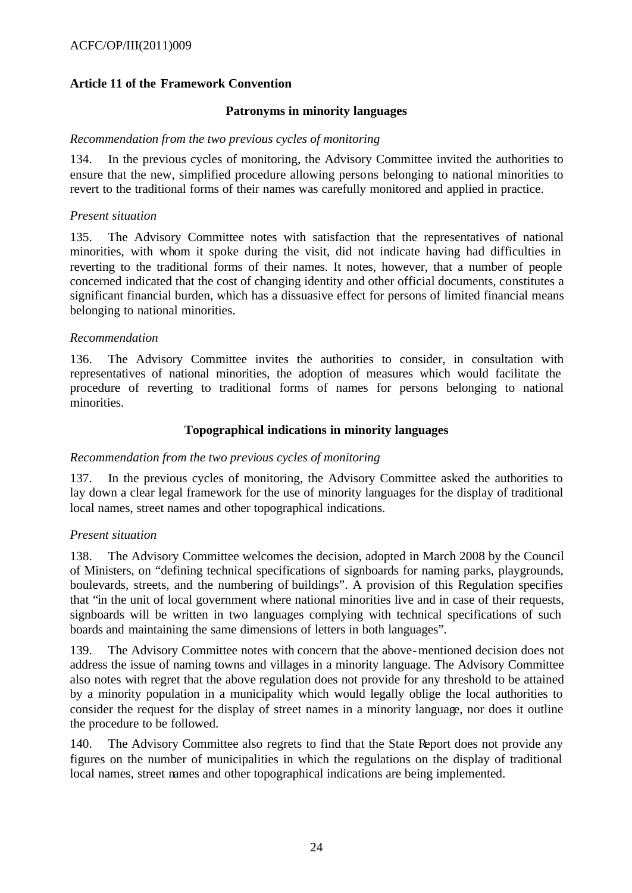### Article 11 of the Framework Convention

#### Patronyms in minority languages

*Recommendation from the two previous cycles of monitoring*

134. In the previous cycles of monitoring, the Advisory Committee invited the authorities to ensure that the new, simplified procedure allowing persons belonging to national minorities to revert to the traditional forms of their names was carefully monitored and applied in practice.

*Present situation*

135. The Advisory Committee notes with satisfaction that the representatives of national minorities, with whom it spoke during the visit, did not indicate having had difficulties in reverting to the traditional forms of their names. It notes, however, that a number of people concerned indicated that the cost of changing identity and other official documents, constitutes a significant financial burden, which has a dissuasive effect for persons of limited financial means belonging to national minorities.

*Recommendation*

136. The Advisory Committee invites the authorities to consider, in consultation with representatives of national minorities, the adoption of measures which would facilitate the procedure of reverting to traditional forms of names for persons belonging to national minorities.

#### Topographical indications in minority languages

*Recommendation from the two previous cycles of monitoring*

137. In the previous cycles of monitoring, the Advisory Committee asked the authorities to lay down a clear legal framework for the use of minority languages for the display of traditional local names, street names and other topographical indications.

*Present situation*

138. The Advisory Committee welcomes the decision, adopted in March 2008 by the Council of Ministers, on "defining technical specifications of signboards for naming parks, playgrounds, boulevards, streets, and the numbering of buildings". A provision of this Regulation specifies that "in the unit of local government where national minorities live and in case of their requests, signboards will be written in two languages complying with technical specifications of such boards and maintaining the same dimensions of letters in both languages".

139. The Advisory Committee notes with concern that the above-mentioned decision does not address the issue of naming towns and villages in a minority language. The Advisory Committee also notes with regret that the above regulation does not provide for any threshold to be attained by a minority population in a municipality which would legally oblige the local authorities to consider the request for the display of street names in a minority language, nor does it outline the procedure to be followed.

140. The Advisory Committee also regrets to find that the State Report does not provide any figures on the number of municipalities in which the regulations on the display of traditional local names, street names and other topographical indications are being implemented.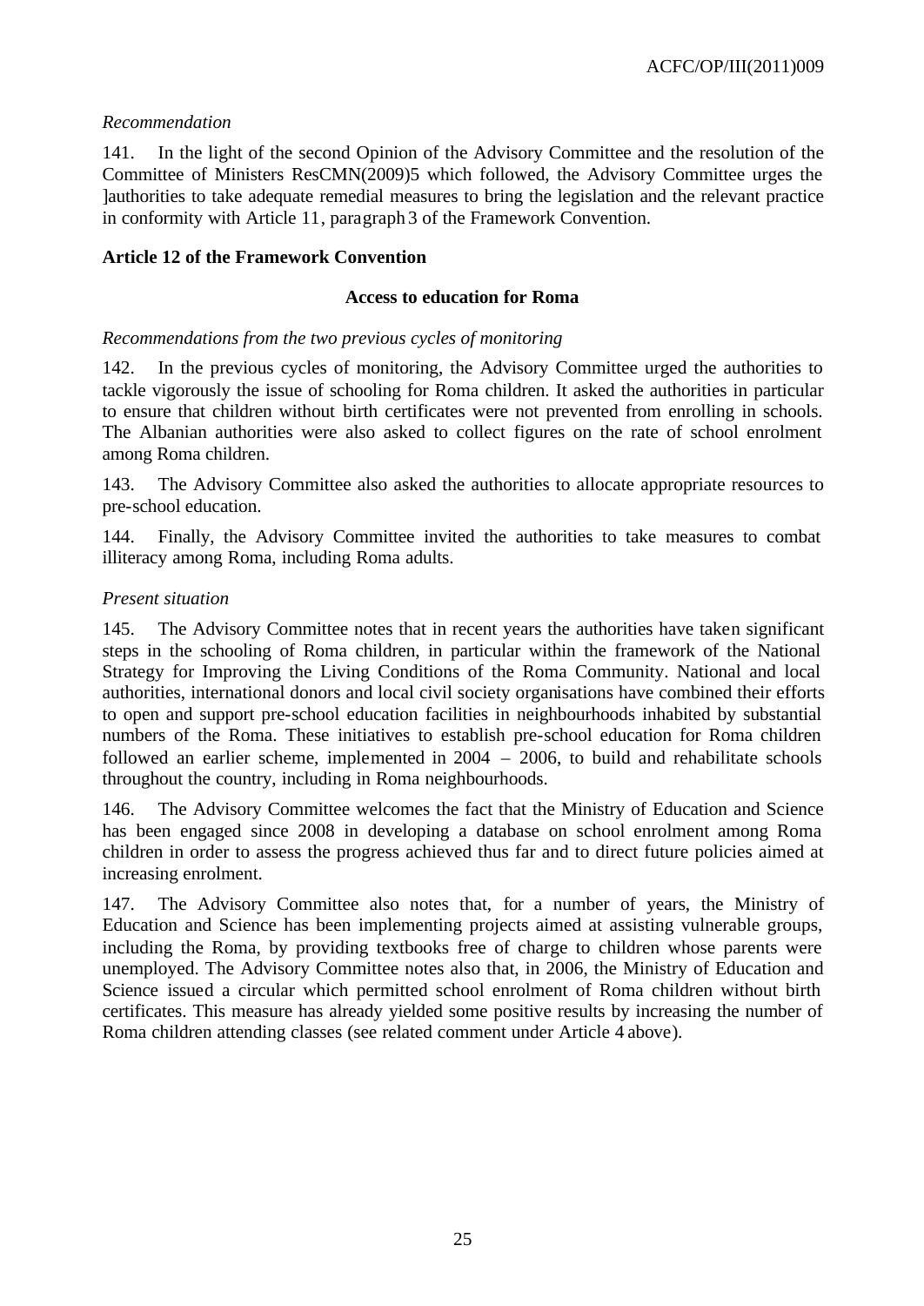*Recommendation*

141. In the light of the second Opinion of the Advisory Committee and the resolution of the Committee of Ministers ResCMN(2009)5 which followed, the Advisory Committee urges the ]authorities to take adequate remedial measures to bring the legislation and the relevant practice in conformity with Article 11, paragraph 3 of the Framework Convention.

## Article 12 of the Framework Convention

### Access to education for Roma

*Recommendations from the two previous cycles of monitoring*

142. In the previous cycles of monitoring, the Advisory Committee urged the authorities to tackle vigorously the issue of schooling for Roma children. It asked the authorities in particular to ensure that children without birth certificates were not prevented from enrolling in schools. The Albanian authorities were also asked to collect figures on the rate of school enrolment among Roma children.

143. The Advisory Committee also asked the authorities to allocate appropriate resources to pre-school education.

144. Finally, the Advisory Committee invited the authorities to take measures to combat illiteracy among Roma, including Roma adults.

*Present situation*

145. The Advisory Committee notes that in recent years the authorities have taken significant steps in the schooling of Roma children, in particular within the framework of the National Strategy for Improving the Living Conditions of the Roma Community. National and local authorities, international donors and local civil society organisations have combined their efforts to open and support pre-school education facilities in neighbourhoods inhabited by substantial numbers of the Roma. These initiatives to establish pre-school education for Roma children followed an earlier scheme, implemented in 2004 – 2006, to build and rehabilitate schools throughout the country, including in Roma neighbourhoods.

146. The Advisory Committee welcomes the fact that the Ministry of Education and Science has been engaged since 2008 in developing a database on school enrolment among Roma children in order to assess the progress achieved thus far and to direct future policies aimed at increasing enrolment.

147. The Advisory Committee also notes that, for a number of years, the Ministry of Education and Science has been implementing projects aimed at assisting vulnerable groups, including the Roma, by providing textbooks free of charge to children whose parents were unemployed. The Advisory Committee notes also that, in 2006, the Ministry of Education and Science issued a circular which permitted school enrolment of Roma children without birth certificates. This measure has already yielded some positive results by increasing the number of Roma children attending classes (see related comment under Article 4 above).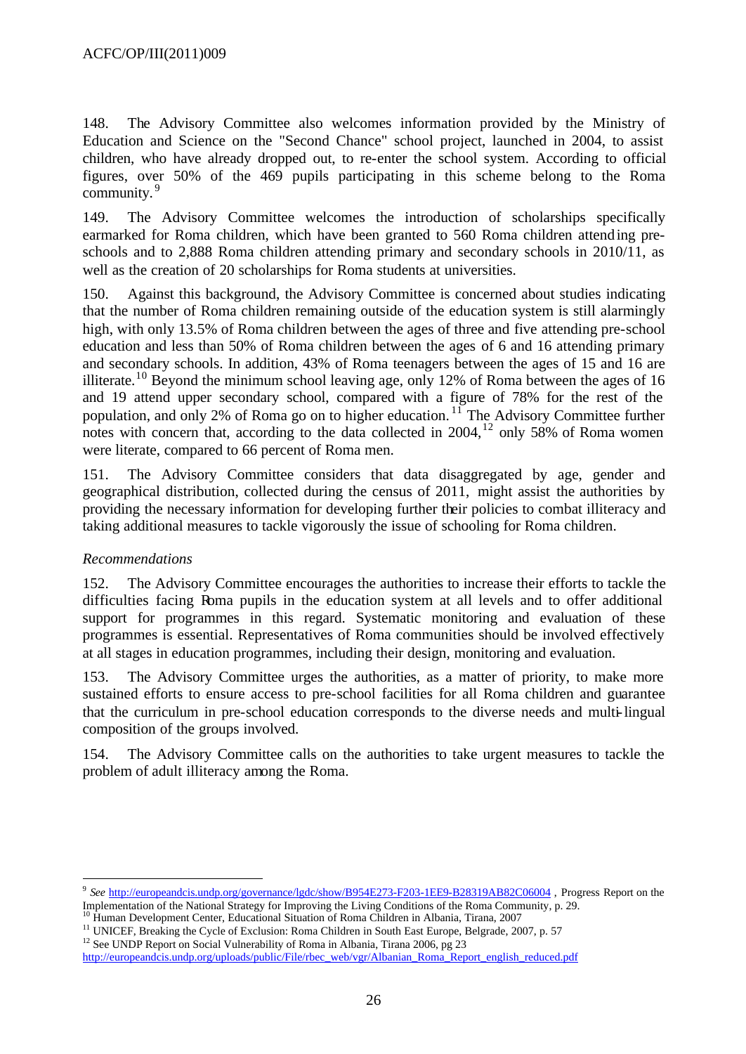148. The Advisory Committee also welcomes information provided by the Ministry of Education and Science on the "Second Chance" school project, launched in 2004, to assist children, who have already dropped out, to re-enter the school system. According to official figures, over 50% of the 469 pupils participating in this scheme belong to the Roma community.[9]

149. The Advisory Committee welcomes the introduction of scholarships specifically earmarked for Roma children, which have been granted to 560 Roma children attending pre-schools and to 2,888 Roma children attending primary and secondary schools in 2010/11, as well as the creation of 20 scholarships for Roma students at universities.

150. Against this background, the Advisory Committee is concerned about studies indicating that the number of Roma children remaining outside of the education system is still alarmingly high, with only 13.5% of Roma children between the ages of three and five attending pre-school education and less than 50% of Roma children between the ages of 6 and 16 attending primary and secondary schools. In addition, 43% of Roma teenagers between the ages of 15 and 16 are illiterate.[10] Beyond the minimum school leaving age, only 12% of Roma between the ages of 16 and 19 attend upper secondary school, compared with a figure of 78% for the rest of the population, and only 2% of Roma go on to higher education.[11] The Advisory Committee further notes with concern that, according to the data collected in 2004,[12] only 58% of Roma women were literate, compared to 66 percent of Roma men.

151. The Advisory Committee considers that data disaggregated by age, gender and geographical distribution, collected during the census of 2011, might assist the authorities by providing the necessary information for developing further their policies to combat illiteracy and taking additional measures to tackle vigorously the issue of schooling for Roma children.

*Recommendations*

152. The Advisory Committee encourages the authorities to increase their efforts to tackle the difficulties facing Roma pupils in the education system at all levels and to offer additional support for programmes in this regard. Systematic monitoring and evaluation of these programmes is essential. Representatives of Roma communities should be involved effectively at all stages in education programmes, including their design, monitoring and evaluation.

153. The Advisory Committee urges the authorities, as a matter of priority, to make more sustained efforts to ensure access to pre-school facilities for all Roma children and guarantee that the curriculum in pre-school education corresponds to the diverse needs and multi-lingual composition of the groups involved.

154. The Advisory Committee calls on the authorities to take urgent measures to tackle the problem of adult illiteracy among the Roma.

---

[9] *See* http://europeandcis.undp.org/governance/lgdc/show/B954E273-F203-1EE9-B28319AB82C06004 , Progress Report on the Implementation of the National Strategy for Improving the Living Conditions of the Roma Community, p. 29.

[10] Human Development Center, Educational Situation of Roma Children in Albania, Tirana, 2007

[11] UNICEF, Breaking the Cycle of Exclusion: Roma Children in South East Europe, Belgrade, 2007, p. 57

[12] See UNDP Report on Social Vulnerability of Roma in Albania, Tirana 2006, pg 23 http://europeandcis.undp.org/uploads/public/File/rbec_web/vgr/Albanian_Roma_Report_english_reduced.pdf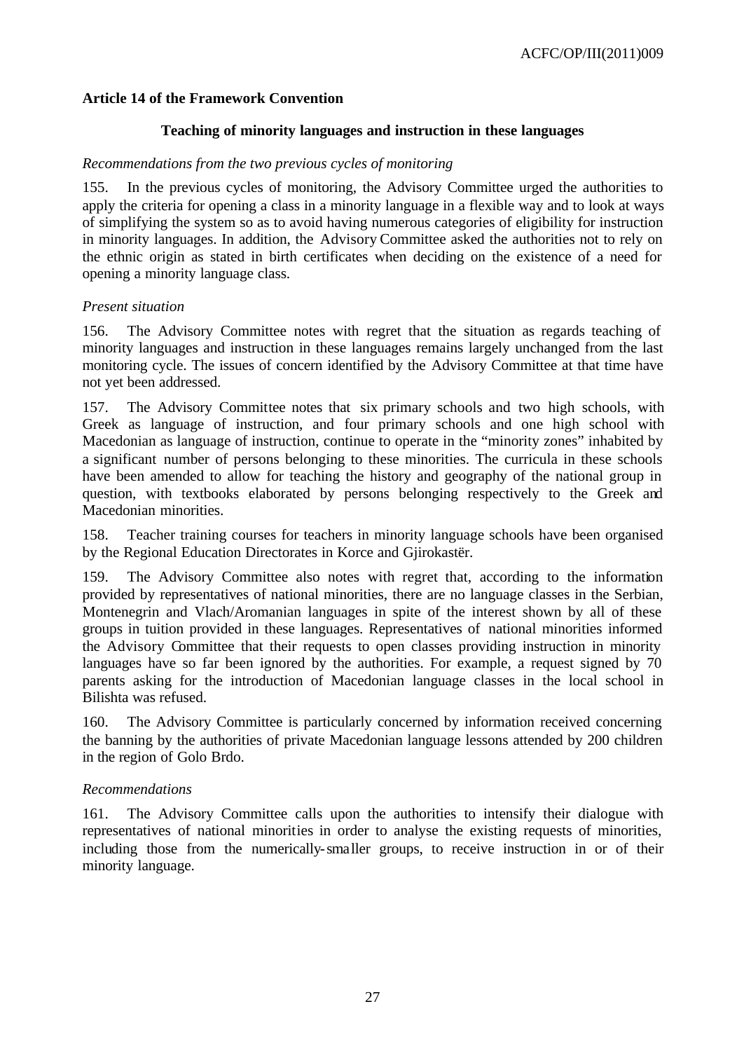### Article 14 of the Framework Convention

#### Teaching of minority languages and instruction in these languages

*Recommendations from the two previous cycles of monitoring*

155. In the previous cycles of monitoring, the Advisory Committee urged the authorities to apply the criteria for opening a class in a minority language in a flexible way and to look at ways of simplifying the system so as to avoid having numerous categories of eligibility for instruction in minority languages. In addition, the Advisory Committee asked the authorities not to rely on the ethnic origin as stated in birth certificates when deciding on the existence of a need for opening a minority language class.

*Present situation*

156. The Advisory Committee notes with regret that the situation as regards teaching of minority languages and instruction in these languages remains largely unchanged from the last monitoring cycle. The issues of concern identified by the Advisory Committee at that time have not yet been addressed.

157. The Advisory Committee notes that six primary schools and two high schools, with Greek as language of instruction, and four primary schools and one high school with Macedonian as language of instruction, continue to operate in the "minority zones" inhabited by a significant number of persons belonging to these minorities. The curricula in these schools have been amended to allow for teaching the history and geography of the national group in question, with textbooks elaborated by persons belonging respectively to the Greek and Macedonian minorities.

158. Teacher training courses for teachers in minority language schools have been organised by the Regional Education Directorates in Korce and Gjirokastër.

159. The Advisory Committee also notes with regret that, according to the information provided by representatives of national minorities, there are no language classes in the Serbian, Montenegrin and Vlach/Aromanian languages in spite of the interest shown by all of these groups in tuition provided in these languages. Representatives of national minorities informed the Advisory Committee that their requests to open classes providing instruction in minority languages have so far been ignored by the authorities. For example, a request signed by 70 parents asking for the introduction of Macedonian language classes in the local school in Bilishta was refused.

160. The Advisory Committee is particularly concerned by information received concerning the banning by the authorities of private Macedonian language lessons attended by 200 children in the region of Golo Brdo.

*Recommendations*

161. The Advisory Committee calls upon the authorities to intensify their dialogue with representatives of national minorities in order to analyse the existing requests of minorities, including those from the numerically-smaller groups, to receive instruction in or of their minority language.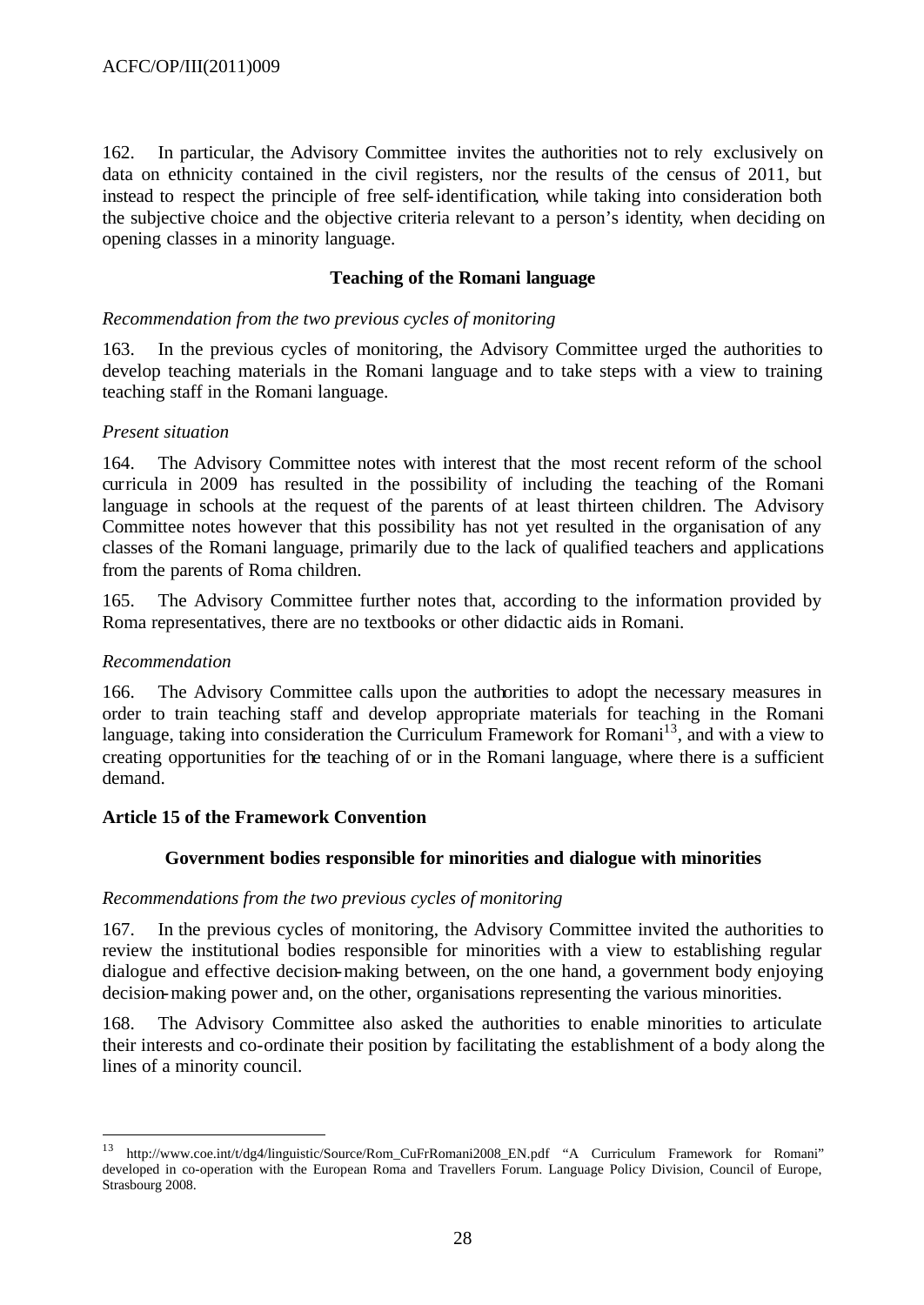162. In particular, the Advisory Committee invites the authorities not to rely exclusively on data on ethnicity contained in the civil registers, nor the results of the census of 2011, but instead to respect the principle of free self-identification, while taking into consideration both the subjective choice and the objective criteria relevant to a person's identity, when deciding on opening classes in a minority language.

### Teaching of the Romani language

*Recommendation from the two previous cycles of monitoring*

163. In the previous cycles of monitoring, the Advisory Committee urged the authorities to develop teaching materials in the Romani language and to take steps with a view to training teaching staff in the Romani language.

*Present situation*

164. The Advisory Committee notes with interest that the most recent reform of the school curricula in 2009 has resulted in the possibility of including the teaching of the Romani language in schools at the request of the parents of at least thirteen children. The Advisory Committee notes however that this possibility has not yet resulted in the organisation of any classes of the Romani language, primarily due to the lack of qualified teachers and applications from the parents of Roma children.

165. The Advisory Committee further notes that, according to the information provided by Roma representatives, there are no textbooks or other didactic aids in Romani.

*Recommendation*

166. The Advisory Committee calls upon the authorities to adopt the necessary measures in order to train teaching staff and develop appropriate materials for teaching in the Romani language, taking into consideration the Curriculum Framework for Romani[13], and with a view to creating opportunities for the teaching of or in the Romani language, where there is a sufficient demand.

## Article 15 of the Framework Convention

### Government bodies responsible for minorities and dialogue with minorities

*Recommendations from the two previous cycles of monitoring*

167. In the previous cycles of monitoring, the Advisory Committee invited the authorities to review the institutional bodies responsible for minorities with a view to establishing regular dialogue and effective decision-making between, on the one hand, a government body enjoying decision-making power and, on the other, organisations representing the various minorities.

168. The Advisory Committee also asked the authorities to enable minorities to articulate their interests and co-ordinate their position by facilitating the establishment of a body along the lines of a minority council.

---

[13] http://www.coe.int/t/dg4/linguistic/Source/Rom_CuFrRomani2008_EN.pdf "A Curriculum Framework for Romani" developed in co-operation with the European Roma and Travellers Forum. Language Policy Division, Council of Europe, Strasbourg 2008.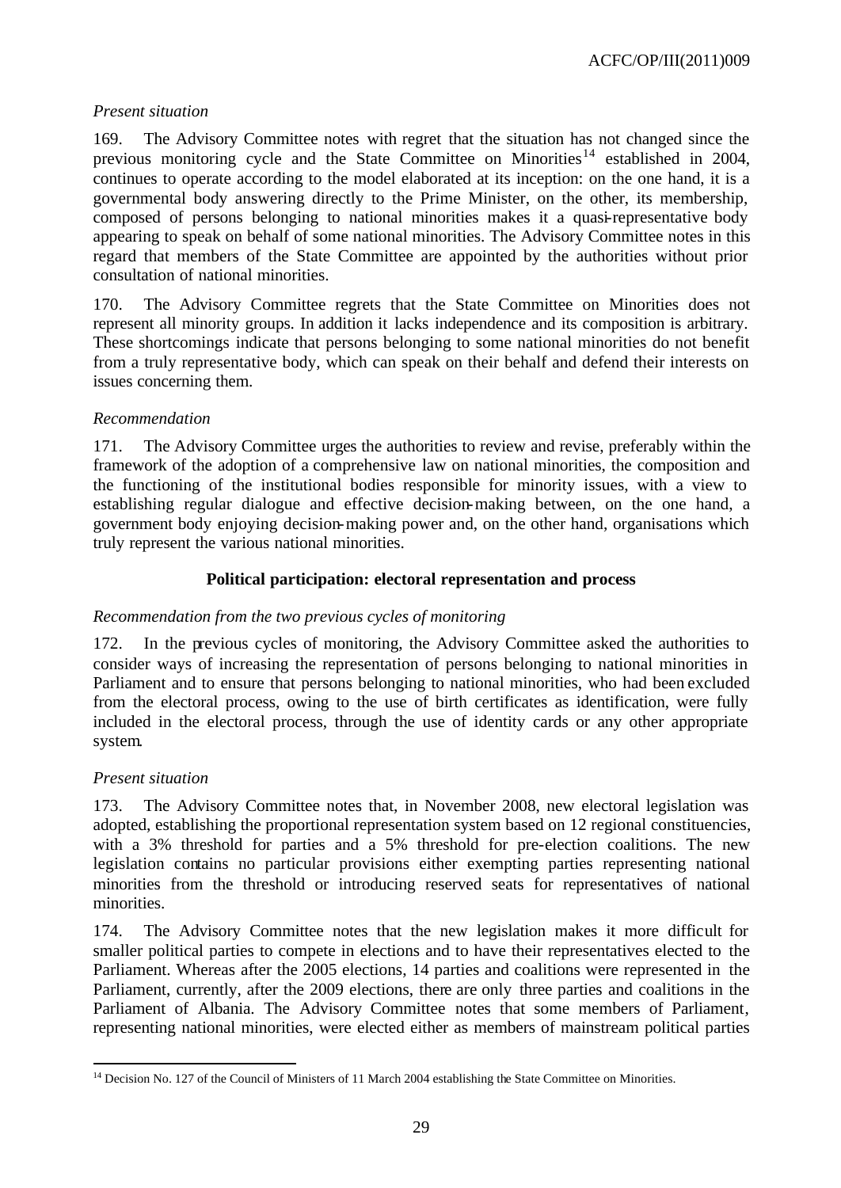*Present situation*

169. The Advisory Committee notes with regret that the situation has not changed since the previous monitoring cycle and the State Committee on Minorities[14] established in 2004, continues to operate according to the model elaborated at its inception: on the one hand, it is a governmental body answering directly to the Prime Minister, on the other, its membership, composed of persons belonging to national minorities makes it a quasi-representative body appearing to speak on behalf of some national minorities. The Advisory Committee notes in this regard that members of the State Committee are appointed by the authorities without prior consultation of national minorities.

170. The Advisory Committee regrets that the State Committee on Minorities does not represent all minority groups. In addition it lacks independence and its composition is arbitrary. These shortcomings indicate that persons belonging to some national minorities do not benefit from a truly representative body, which can speak on their behalf and defend their interests on issues concerning them.

*Recommendation*

171. The Advisory Committee urges the authorities to review and revise, preferably within the framework of the adoption of a comprehensive law on national minorities, the composition and the functioning of the institutional bodies responsible for minority issues, with a view to establishing regular dialogue and effective decision-making between, on the one hand, a government body enjoying decision-making power and, on the other hand, organisations which truly represent the various national minorities.

### Political participation: electoral representation and process

*Recommendation from the two previous cycles of monitoring*

172. In the previous cycles of monitoring, the Advisory Committee asked the authorities to consider ways of increasing the representation of persons belonging to national minorities in Parliament and to ensure that persons belonging to national minorities, who had been excluded from the electoral process, owing to the use of birth certificates as identification, were fully included in the electoral process, through the use of identity cards or any other appropriate system.

*Present situation*

173. The Advisory Committee notes that, in November 2008, new electoral legislation was adopted, establishing the proportional representation system based on 12 regional constituencies, with a 3% threshold for parties and a 5% threshold for pre-election coalitions. The new legislation contains no particular provisions either exempting parties representing national minorities from the threshold or introducing reserved seats for representatives of national minorities.

174. The Advisory Committee notes that the new legislation makes it more difficult for smaller political parties to compete in elections and to have their representatives elected to the Parliament. Whereas after the 2005 elections, 14 parties and coalitions were represented in the Parliament, currently, after the 2009 elections, there are only three parties and coalitions in the Parliament of Albania. The Advisory Committee notes that some members of Parliament, representing national minorities, were elected either as members of mainstream political parties

---

[14] Decision No. 127 of the Council of Ministers of 11 March 2004 establishing the State Committee on Minorities.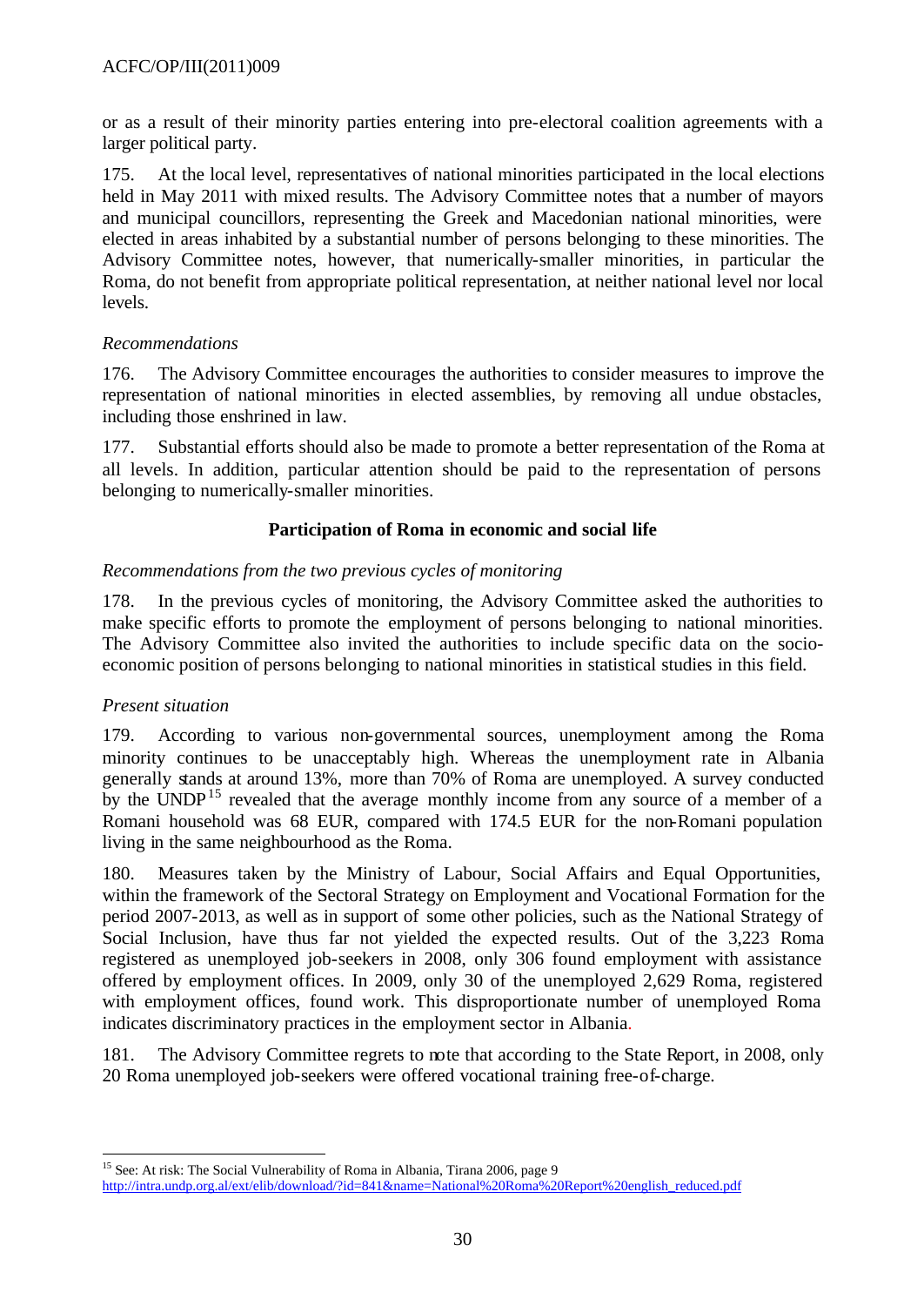or as a result of their minority parties entering into pre-electoral coalition agreements with a larger political party.

175. At the local level, representatives of national minorities participated in the local elections held in May 2011 with mixed results. The Advisory Committee notes that a number of mayors and municipal councillors, representing the Greek and Macedonian national minorities, were elected in areas inhabited by a substantial number of persons belonging to these minorities. The Advisory Committee notes, however, that numerically-smaller minorities, in particular the Roma, do not benefit from appropriate political representation, at neither national level nor local levels.

*Recommendations*

176. The Advisory Committee encourages the authorities to consider measures to improve the representation of national minorities in elected assemblies, by removing all undue obstacles, including those enshrined in law.

177. Substantial efforts should also be made to promote a better representation of the Roma at all levels. In addition, particular attention should be paid to the representation of persons belonging to numerically-smaller minorities.

**Participation of Roma in economic and social life**

*Recommendations from the two previous cycles of monitoring*

178. In the previous cycles of monitoring, the Advisory Committee asked the authorities to make specific efforts to promote the employment of persons belonging to national minorities. The Advisory Committee also invited the authorities to include specific data on the socio-economic position of persons belonging to national minorities in statistical studies in this field.

*Present situation*

179. According to various non-governmental sources, unemployment among the Roma minority continues to be unacceptably high. Whereas the unemployment rate in Albania generally stands at around 13%, more than 70% of Roma are unemployed. A survey conducted by the UNDP[15] revealed that the average monthly income from any source of a member of a Romani household was 68 EUR, compared with 174.5 EUR for the non-Romani population living in the same neighbourhood as the Roma.

180. Measures taken by the Ministry of Labour, Social Affairs and Equal Opportunities, within the framework of the Sectoral Strategy on Employment and Vocational Formation for the period 2007-2013, as well as in support of some other policies, such as the National Strategy of Social Inclusion, have thus far not yielded the expected results. Out of the 3,223 Roma registered as unemployed job-seekers in 2008, only 306 found employment with assistance offered by employment offices. In 2009, only 30 of the unemployed 2,629 Roma, registered with employment offices, found work. This disproportionate number of unemployed Roma indicates discriminatory practices in the employment sector in Albania.

181. The Advisory Committee regrets to note that according to the State Report, in 2008, only 20 Roma unemployed job-seekers were offered vocational training free-of-charge.

---

[15] See: At risk: The Social Vulnerability of Roma in Albania, Tirana 2006, page 9 http://intra.undp.org.al/ext/elib/download/?id=841&name=National%20Roma%20Report%20english_reduced.pdf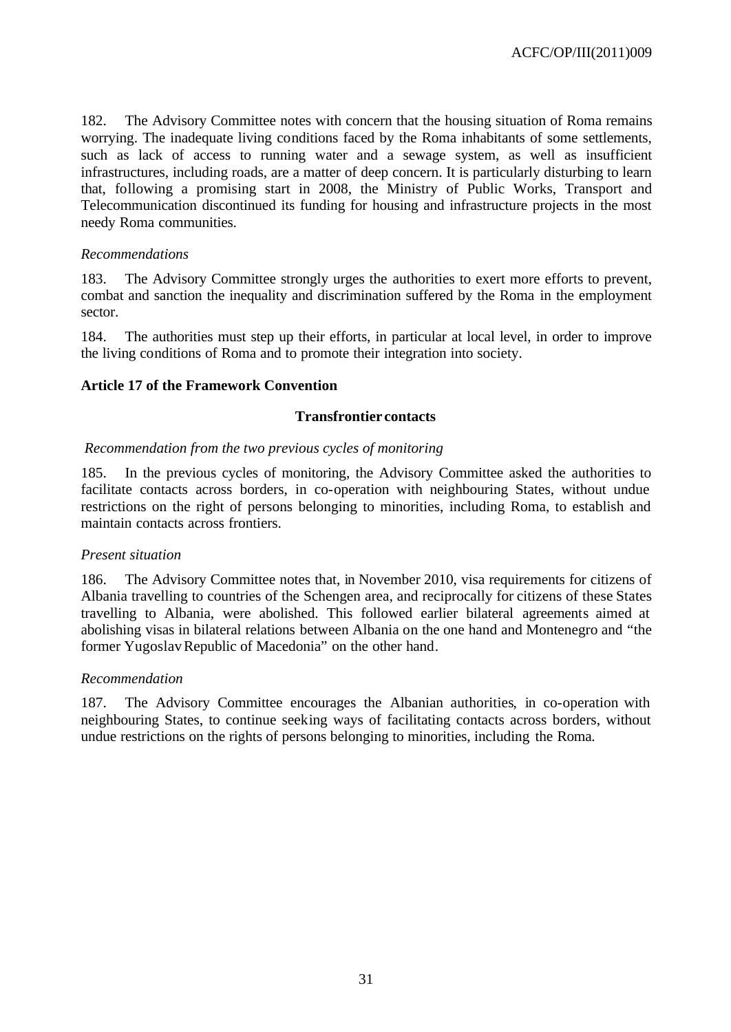182. The Advisory Committee notes with concern that the housing situation of Roma remains worrying. The inadequate living conditions faced by the Roma inhabitants of some settlements, such as lack of access to running water and a sewage system, as well as insufficient infrastructures, including roads, are a matter of deep concern. It is particularly disturbing to learn that, following a promising start in 2008, the Ministry of Public Works, Transport and Telecommunication discontinued its funding for housing and infrastructure projects in the most needy Roma communities.

*Recommendations*

183. The Advisory Committee strongly urges the authorities to exert more efforts to prevent, combat and sanction the inequality and discrimination suffered by the Roma in the employment sector.

184. The authorities must step up their efforts, in particular at local level, in order to improve the living conditions of Roma and to promote their integration into society.

**Article 17 of the Framework Convention**

**Transfrontier contacts**

*Recommendation from the two previous cycles of monitoring*

185. In the previous cycles of monitoring, the Advisory Committee asked the authorities to facilitate contacts across borders, in co-operation with neighbouring States, without undue restrictions on the right of persons belonging to minorities, including Roma, to establish and maintain contacts across frontiers.

*Present situation*

186. The Advisory Committee notes that, in November 2010, visa requirements for citizens of Albania travelling to countries of the Schengen area, and reciprocally for citizens of these States travelling to Albania, were abolished. This followed earlier bilateral agreements aimed at abolishing visas in bilateral relations between Albania on the one hand and Montenegro and "the former Yugoslav Republic of Macedonia" on the other hand.

*Recommendation*

187. The Advisory Committee encourages the Albanian authorities, in co-operation with neighbouring States, to continue seeking ways of facilitating contacts across borders, without undue restrictions on the rights of persons belonging to minorities, including the Roma.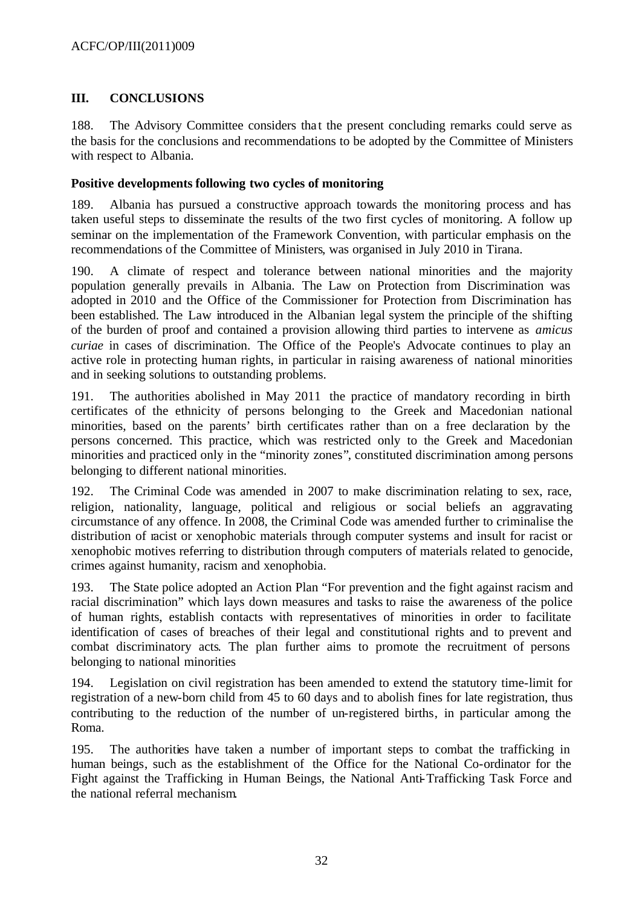## III. CONCLUSIONS

188. The Advisory Committee considers that the present concluding remarks could serve as the basis for the conclusions and recommendations to be adopted by the Committee of Ministers with respect to Albania.

### Positive developments following two cycles of monitoring

189. Albania has pursued a constructive approach towards the monitoring process and has taken useful steps to disseminate the results of the two first cycles of monitoring. A follow up seminar on the implementation of the Framework Convention, with particular emphasis on the recommendations of the Committee of Ministers, was organised in July 2010 in Tirana.

190. A climate of respect and tolerance between national minorities and the majority population generally prevails in Albania. The Law on Protection from Discrimination was adopted in 2010 and the Office of the Commissioner for Protection from Discrimination has been established. The Law introduced in the Albanian legal system the principle of the shifting of the burden of proof and contained a provision allowing third parties to intervene as *amicus curiae* in cases of discrimination. The Office of the People's Advocate continues to play an active role in protecting human rights, in particular in raising awareness of national minorities and in seeking solutions to outstanding problems.

191. The authorities abolished in May 2011 the practice of mandatory recording in birth certificates of the ethnicity of persons belonging to the Greek and Macedonian national minorities, based on the parents' birth certificates rather than on a free declaration by the persons concerned. This practice, which was restricted only to the Greek and Macedonian minorities and practiced only in the "minority zones", constituted discrimination among persons belonging to different national minorities.

192. The Criminal Code was amended in 2007 to make discrimination relating to sex, race, religion, nationality, language, political and religious or social beliefs an aggravating circumstance of any offence. In 2008, the Criminal Code was amended further to criminalise the distribution of racist or xenophobic materials through computer systems and insult for racist or xenophobic motives referring to distribution through computers of materials related to genocide, crimes against humanity, racism and xenophobia.

193. The State police adopted an Action Plan "For prevention and the fight against racism and racial discrimination" which lays down measures and tasks to raise the awareness of the police of human rights, establish contacts with representatives of minorities in order to facilitate identification of cases of breaches of their legal and constitutional rights and to prevent and combat discriminatory acts. The plan further aims to promote the recruitment of persons belonging to national minorities

194. Legislation on civil registration has been amended to extend the statutory time-limit for registration of a new-born child from 45 to 60 days and to abolish fines for late registration, thus contributing to the reduction of the number of un-registered births, in particular among the Roma.

195. The authorities have taken a number of important steps to combat the trafficking in human beings, such as the establishment of the Office for the National Co-ordinator for the Fight against the Trafficking in Human Beings, the National Anti-Trafficking Task Force and the national referral mechanism.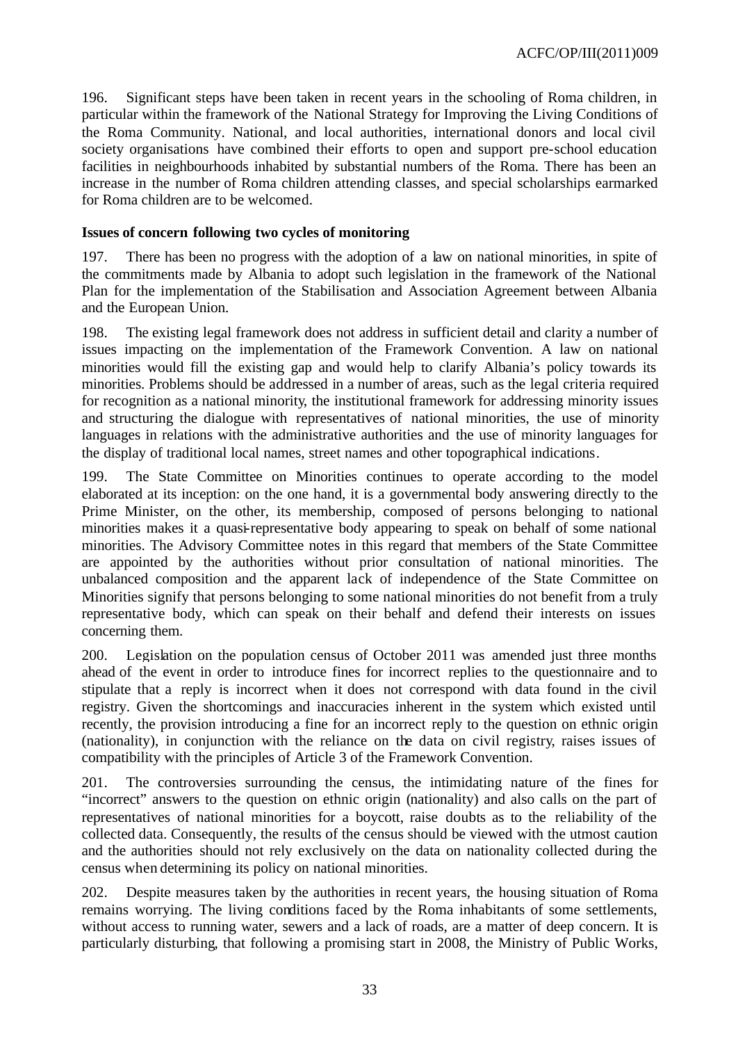196. Significant steps have been taken in recent years in the schooling of Roma children, in particular within the framework of the National Strategy for Improving the Living Conditions of the Roma Community. National, and local authorities, international donors and local civil society organisations have combined their efforts to open and support pre-school education facilities in neighbourhoods inhabited by substantial numbers of the Roma. There has been an increase in the number of Roma children attending classes, and special scholarships earmarked for Roma children are to be welcomed.

**Issues of concern following two cycles of monitoring**

197. There has been no progress with the adoption of a law on national minorities, in spite of the commitments made by Albania to adopt such legislation in the framework of the National Plan for the implementation of the Stabilisation and Association Agreement between Albania and the European Union.

198. The existing legal framework does not address in sufficient detail and clarity a number of issues impacting on the implementation of the Framework Convention. A law on national minorities would fill the existing gap and would help to clarify Albania's policy towards its minorities. Problems should be addressed in a number of areas, such as the legal criteria required for recognition as a national minority, the institutional framework for addressing minority issues and structuring the dialogue with representatives of national minorities, the use of minority languages in relations with the administrative authorities and the use of minority languages for the display of traditional local names, street names and other topographical indications.

199. The State Committee on Minorities continues to operate according to the model elaborated at its inception: on the one hand, it is a governmental body answering directly to the Prime Minister, on the other, its membership, composed of persons belonging to national minorities makes it a quasi-representative body appearing to speak on behalf of some national minorities. The Advisory Committee notes in this regard that members of the State Committee are appointed by the authorities without prior consultation of national minorities. The unbalanced composition and the apparent lack of independence of the State Committee on Minorities signify that persons belonging to some national minorities do not benefit from a truly representative body, which can speak on their behalf and defend their interests on issues concerning them.

200. Legislation on the population census of October 2011 was amended just three months ahead of the event in order to introduce fines for incorrect replies to the questionnaire and to stipulate that a reply is incorrect when it does not correspond with data found in the civil registry. Given the shortcomings and inaccuracies inherent in the system which existed until recently, the provision introducing a fine for an incorrect reply to the question on ethnic origin (nationality), in conjunction with the reliance on the data on civil registry, raises issues of compatibility with the principles of Article 3 of the Framework Convention.

201. The controversies surrounding the census, the intimidating nature of the fines for "incorrect" answers to the question on ethnic origin (nationality) and also calls on the part of representatives of national minorities for a boycott, raise doubts as to the reliability of the collected data. Consequently, the results of the census should be viewed with the utmost caution and the authorities should not rely exclusively on the data on nationality collected during the census when determining its policy on national minorities.

202. Despite measures taken by the authorities in recent years, the housing situation of Roma remains worrying. The living conditions faced by the Roma inhabitants of some settlements, without access to running water, sewers and a lack of roads, are a matter of deep concern. It is particularly disturbing, that following a promising start in 2008, the Ministry of Public Works,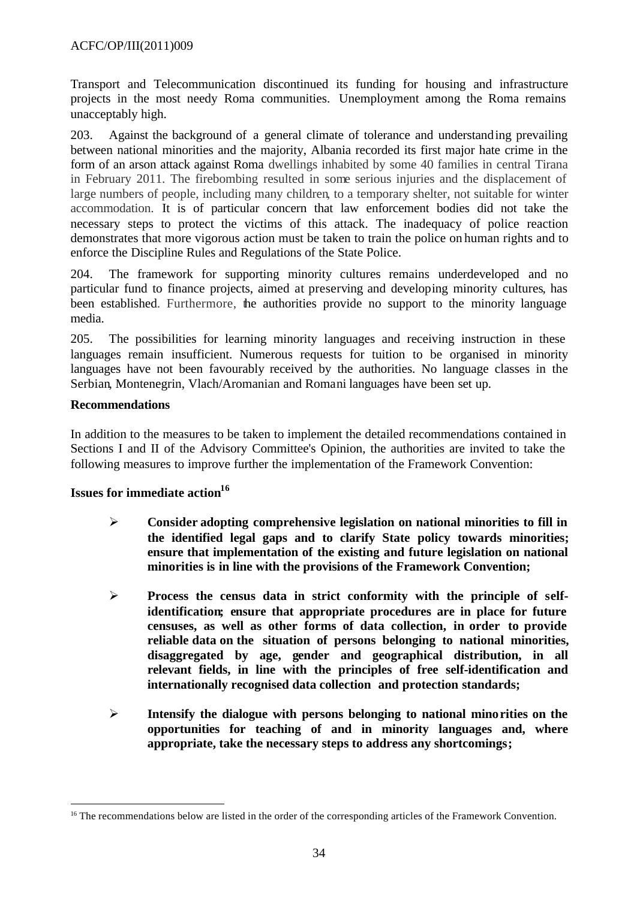Transport and Telecommunication discontinued its funding for housing and infrastructure projects in the most needy Roma communities. Unemployment among the Roma remains unacceptably high.

203. Against the background of a general climate of tolerance and understanding prevailing between national minorities and the majority, Albania recorded its first major hate crime in the form of an arson attack against Roma dwellings inhabited by some 40 families in central Tirana in February 2011. The firebombing resulted in some serious injuries and the displacement of large numbers of people, including many children, to a temporary shelter, not suitable for winter accommodation. It is of particular concern that law enforcement bodies did not take the necessary steps to protect the victims of this attack. The inadequacy of police reaction demonstrates that more vigorous action must be taken to train the police on human rights and to enforce the Discipline Rules and Regulations of the State Police.

204. The framework for supporting minority cultures remains underdeveloped and no particular fund to finance projects, aimed at preserving and developing minority cultures, has been established. Furthermore, the authorities provide no support to the minority language media.

205. The possibilities for learning minority languages and receiving instruction in these languages remain insufficient. Numerous requests for tuition to be organised in minority languages have not been favourably received by the authorities. No language classes in the Serbian, Montenegrin, Vlach/Aromanian and Romani languages have been set up.

**Recommendations**

In addition to the measures to be taken to implement the detailed recommendations contained in Sections I and II of the Advisory Committee's Opinion, the authorities are invited to take the following measures to improve further the implementation of the Framework Convention:

**Issues for immediate action[16]**

- **Consider adopting comprehensive legislation on national minorities to fill in the identified legal gaps and to clarify State policy towards minorities; ensure that implementation of the existing and future legislation on national minorities is in line with the provisions of the Framework Convention;**

- **Process the census data in strict conformity with the principle of self-identification; ensure that appropriate procedures are in place for future censuses, as well as other forms of data collection, in order to provide reliable data on the situation of persons belonging to national minorities, disaggregated by age, gender and geographical distribution, in all relevant fields, in line with the principles of free self-identification and internationally recognised data collection and protection standards;**

- **Intensify the dialogue with persons belonging to national minorities on the opportunities for teaching of and in minority languages and, where appropriate, take the necessary steps to address any shortcomings;**

[16] The recommendations below are listed in the order of the corresponding articles of the Framework Convention.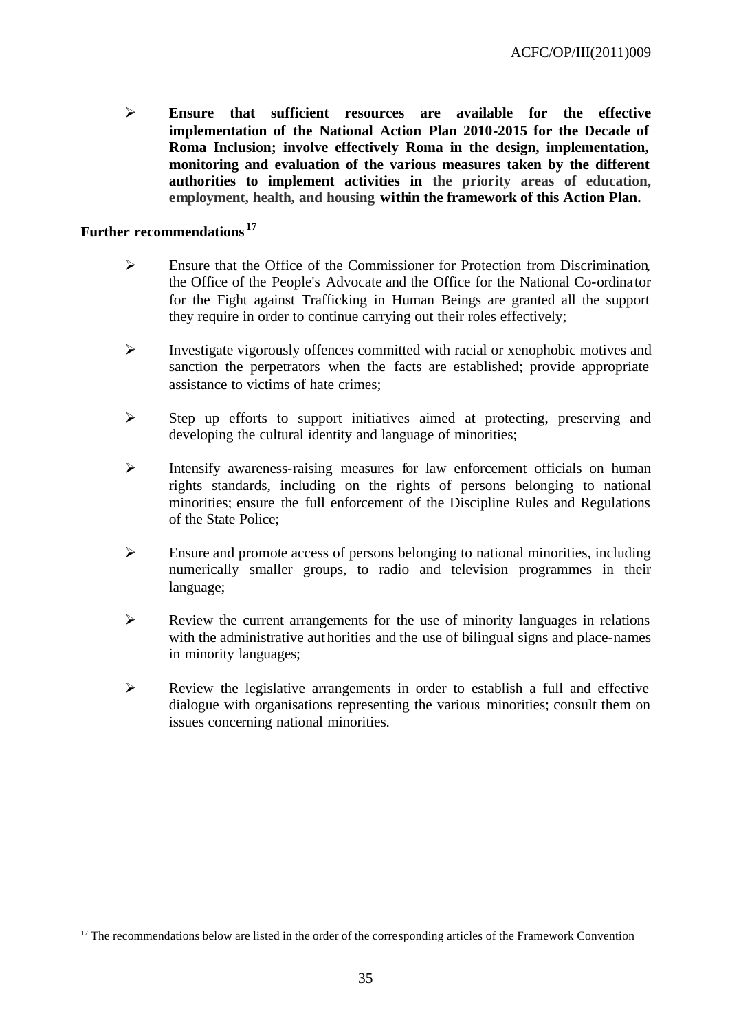- **Ensure that sufficient resources are available for the effective implementation of the National Action Plan 2010-2015 for the Decade of Roma Inclusion; involve effectively Roma in the design, implementation, monitoring and evaluation of the various measures taken by the different authorities to implement activities in the priority areas of education, employment, health, and housing within the framework of this Action Plan.**

**Further recommendations** [17]

- Ensure that the Office of the Commissioner for Protection from Discrimination, the Office of the People's Advocate and the Office for the National Co-ordinator for the Fight against Trafficking in Human Beings are granted all the support they require in order to continue carrying out their roles effectively;

- Investigate vigorously offences committed with racial or xenophobic motives and sanction the perpetrators when the facts are established; provide appropriate assistance to victims of hate crimes;

- Step up efforts to support initiatives aimed at protecting, preserving and developing the cultural identity and language of minorities;

- Intensify awareness-raising measures for law enforcement officials on human rights standards, including on the rights of persons belonging to national minorities; ensure the full enforcement of the Discipline Rules and Regulations of the State Police;

- Ensure and promote access of persons belonging to national minorities, including numerically smaller groups, to radio and television programmes in their language;

- Review the current arrangements for the use of minority languages in relations with the administrative authorities and the use of bilingual signs and place-names in minority languages;

- Review the legislative arrangements in order to establish a full and effective dialogue with organisations representing the various minorities; consult them on issues concerning national minorities.

---

[17] The recommendations below are listed in the order of the corresponding articles of the Framework Convention